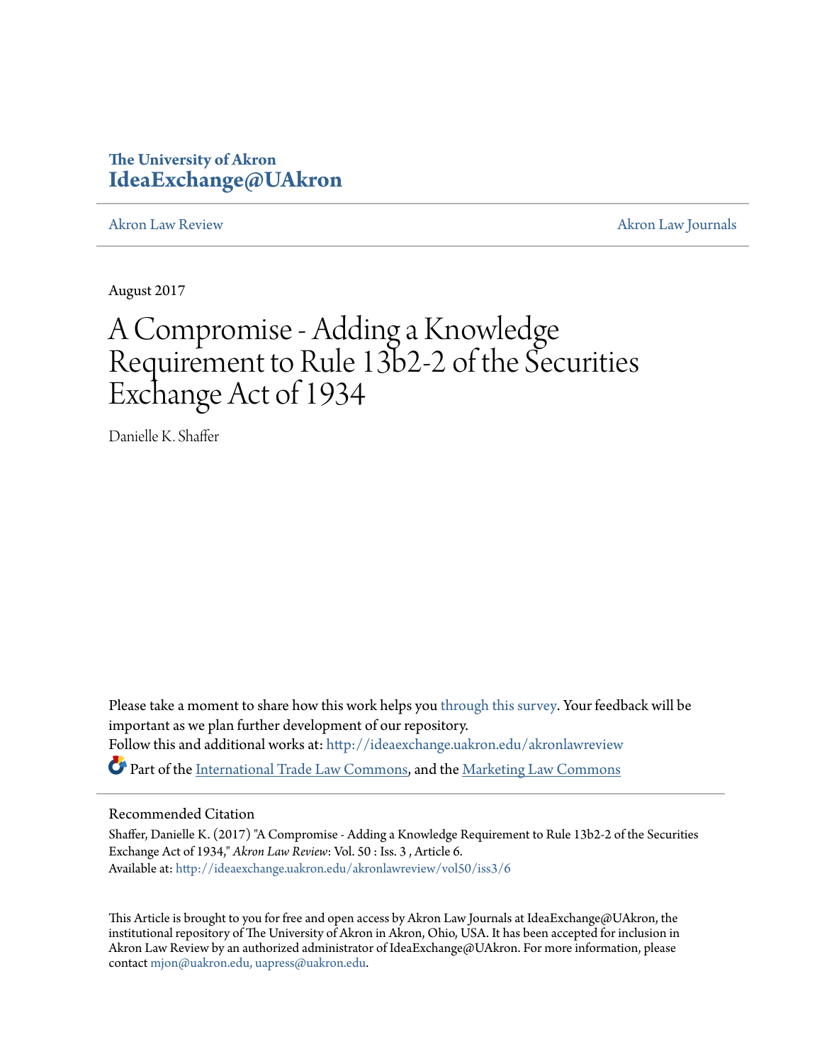The University of Akron
**IdeaExchange@UAkron**

Akron Law Review | Akron Law Journals

August 2017

# A Compromise - Adding a Knowledge Requirement to Rule 13b2-2 of the Securities Exchange Act of 1934

Danielle K. Shaffer

Please take a moment to share how this work helps you through this survey. Your feedback will be important as we plan further development of our repository.

Follow this and additional works at: http://ideaexchange.uakron.edu/akronlawreview

Part of the International Trade Law Commons, and the Marketing Law Commons

## Recommended Citation

Shaffer, Danielle K. (2017) "A Compromise - Adding a Knowledge Requirement to Rule 13b2-2 of the Securities Exchange Act of 1934," *Akron Law Review*: Vol. 50 : Iss. 3 , Article 6.
Available at: http://ideaexchange.uakron.edu/akronlawreview/vol50/iss3/6

This Article is brought to you for free and open access by Akron Law Journals at IdeaExchange@UAkron, the institutional repository of The University of Akron in Akron, Ohio, USA. It has been accepted for inclusion in Akron Law Review by an authorized administrator of IdeaExchange@UAkron. For more information, please contact mjon@uakron.edu, uapress@uakron.edu.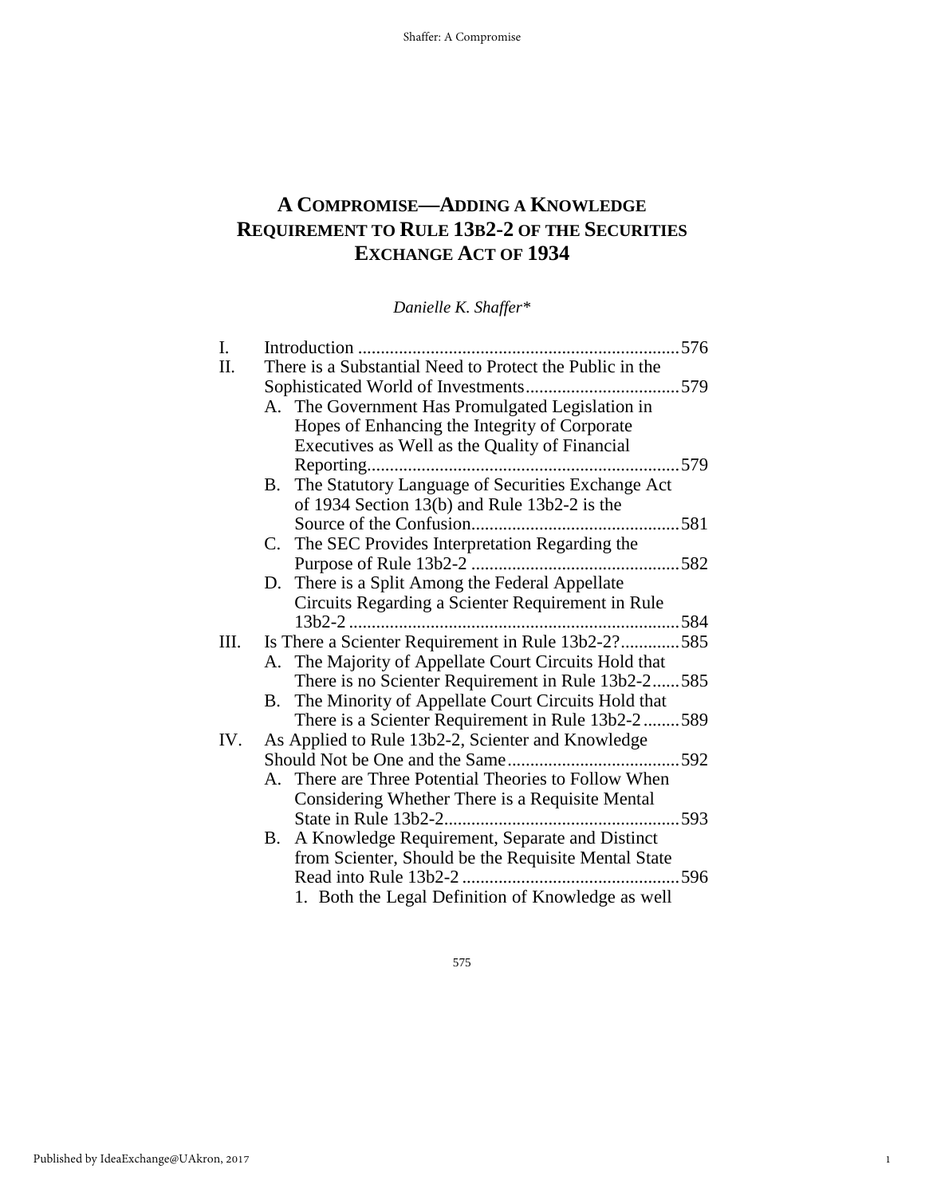# A Compromise—Adding a Knowledge Requirement to Rule 13b2-2 of the Securities Exchange Act of 1934

*Danielle K. Shaffer\**

I. Introduction ....................................................................576

II. There is a Substantial Need to Protect the Public in the Sophisticated World of Investments..................................579

A. The Government Has Promulgated Legislation in Hopes of Enhancing the Integrity of Corporate Executives as Well as the Quality of Financial Reporting.....................................................................579

B. The Statutory Language of Securities Exchange Act of 1934 Section 13(b) and Rule 13b2-2 is the Source of the Confusion..............................................581

C. The SEC Provides Interpretation Regarding the Purpose of Rule 13b2-2 ..............................................582

D. There is a Split Among the Federal Appellate Circuits Regarding a Scienter Requirement in Rule 13b2-2 .........................................................................584

III. Is There a Scienter Requirement in Rule 13b2-2?.............585

A. The Majority of Appellate Court Circuits Hold that There is no Scienter Requirement in Rule 13b2-2......585

B. The Minority of Appellate Court Circuits Hold that There is a Scienter Requirement in Rule 13b2-2........589

IV. As Applied to Rule 13b2-2, Scienter and Knowledge Should Not be One and the Same......................................592

A. There are Three Potential Theories to Follow When Considering Whether There is a Requisite Mental State in Rule 13b2-2....................................................593

B. A Knowledge Requirement, Separate and Distinct from Scienter, Should be the Requisite Mental State Read into Rule 13b2-2 ................................................596

1. Both the Legal Definition of Knowledge as well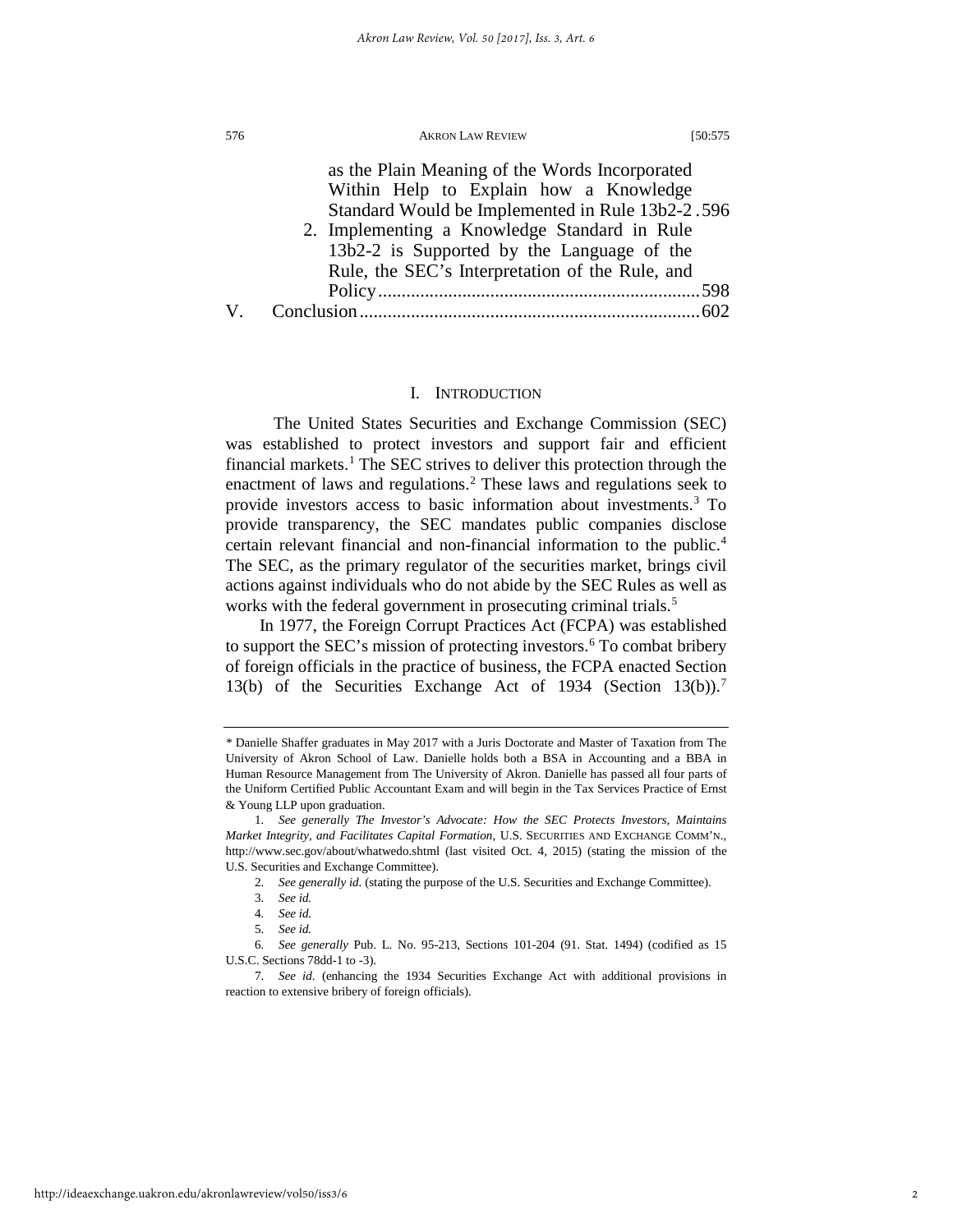as the Plain Meaning of the Words Incorporated Within Help to Explain how a Knowledge Standard Would be Implemented in Rule 13b2-2 .596

2. Implementing a Knowledge Standard in Rule 13b2-2 is Supported by the Language of the Rule, the SEC's Interpretation of the Rule, and Policy ....................................................................598

V. Conclusion ........................................................................602

## I. INTRODUCTION

The United States Securities and Exchange Commission (SEC) was established to protect investors and support fair and efficient financial markets.[1] The SEC strives to deliver this protection through the enactment of laws and regulations.[2] These laws and regulations seek to provide investors access to basic information about investments.[3] To provide transparency, the SEC mandates public companies disclose certain relevant financial and non-financial information to the public.[4] The SEC, as the primary regulator of the securities market, brings civil actions against individuals who do not abide by the SEC Rules as well as works with the federal government in prosecuting criminal trials.[5]

In 1977, the Foreign Corrupt Practices Act (FCPA) was established to support the SEC's mission of protecting investors.[6] To combat bribery of foreign officials in the practice of business, the FCPA enacted Section 13(b) of the Securities Exchange Act of 1934 (Section 13(b)).[7]

---

\* Danielle Shaffer graduates in May 2017 with a Juris Doctorate and Master of Taxation from The University of Akron School of Law. Danielle holds both a BSA in Accounting and a BBA in Human Resource Management from The University of Akron. Danielle has passed all four parts of the Uniform Certified Public Accountant Exam and will begin in the Tax Services Practice of Ernst & Young LLP upon graduation.

1. *See generally The Investor's Advocate: How the SEC Protects Investors, Maintains Market Integrity, and Facilitates Capital Formation*, U.S. SECURITIES AND EXCHANGE COMM'N., http://www.sec.gov/about/whatwedo.shtml (last visited Oct. 4, 2015) (stating the mission of the U.S. Securities and Exchange Committee).

2. *See generally id.* (stating the purpose of the U.S. Securities and Exchange Committee).

3. *See id.*

4. *See id.*

5. *See id.*

6. *See generally* Pub. L. No. 95-213, Sections 101-204 (91. Stat. 1494) (codified as 15 U.S.C. Sections 78dd-1 to -3).

7. *See id.* (enhancing the 1934 Securities Exchange Act with additional provisions in reaction to extensive bribery of foreign officials).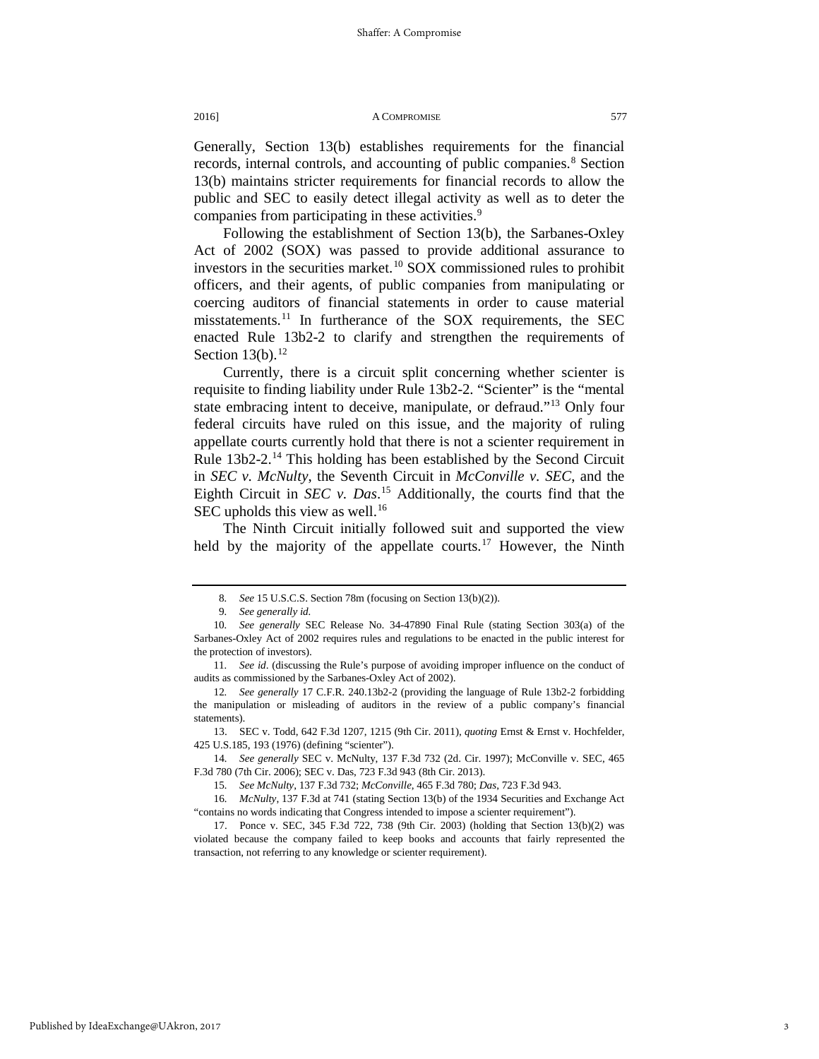Generally, Section 13(b) establishes requirements for the financial records, internal controls, and accounting of public companies.[8] Section 13(b) maintains stricter requirements for financial records to allow the public and SEC to easily detect illegal activity as well as to deter the companies from participating in these activities.[9]

Following the establishment of Section 13(b), the Sarbanes-Oxley Act of 2002 (SOX) was passed to provide additional assurance to investors in the securities market.[10] SOX commissioned rules to prohibit officers, and their agents, of public companies from manipulating or coercing auditors of financial statements in order to cause material misstatements.[11] In furtherance of the SOX requirements, the SEC enacted Rule 13b2-2 to clarify and strengthen the requirements of Section 13(b).[12]

Currently, there is a circuit split concerning whether scienter is requisite to finding liability under Rule 13b2-2. "Scienter" is the "mental state embracing intent to deceive, manipulate, or defraud."[13] Only four federal circuits have ruled on this issue, and the majority of ruling appellate courts currently hold that there is not a scienter requirement in Rule 13b2-2.[14] This holding has been established by the Second Circuit in *SEC v. McNulty*, the Seventh Circuit in *McConville v. SEC*, and the Eighth Circuit in *SEC v. Das*.[15] Additionally, the courts find that the SEC upholds this view as well.[16]

The Ninth Circuit initially followed suit and supported the view held by the majority of the appellate courts.[17] However, the Ninth

---

8. *See* 15 U.S.C.S. Section 78m (focusing on Section 13(b)(2)).

9. *See generally id.*

10. *See generally* SEC Release No. 34-47890 Final Rule (stating Section 303(a) of the Sarbanes-Oxley Act of 2002 requires rules and regulations to be enacted in the public interest for the protection of investors).

11. *See id*. (discussing the Rule's purpose of avoiding improper influence on the conduct of audits as commissioned by the Sarbanes-Oxley Act of 2002).

12. *See generally* 17 C.F.R. 240.13b2-2 (providing the language of Rule 13b2-2 forbidding the manipulation or misleading of auditors in the review of a public company's financial statements).

13. SEC v. Todd, 642 F.3d 1207, 1215 (9th Cir. 2011), *quoting* Ernst & Ernst v. Hochfelder, 425 U.S.185, 193 (1976) (defining "scienter").

14. *See generally* SEC v. McNulty, 137 F.3d 732 (2d. Cir. 1997); McConville v. SEC, 465 F.3d 780 (7th Cir. 2006); SEC v. Das, 723 F.3d 943 (8th Cir. 2013).

15. *See McNulty*, 137 F.3d 732; *McConville*, 465 F.3d 780; *Das*, 723 F.3d 943.

16. *McNulty*, 137 F.3d at 741 (stating Section 13(b) of the 1934 Securities and Exchange Act "contains no words indicating that Congress intended to impose a scienter requirement").

17. Ponce v. SEC, 345 F.3d 722, 738 (9th Cir. 2003) (holding that Section 13(b)(2) was violated because the company failed to keep books and accounts that fairly represented the transaction, not referring to any knowledge or scienter requirement).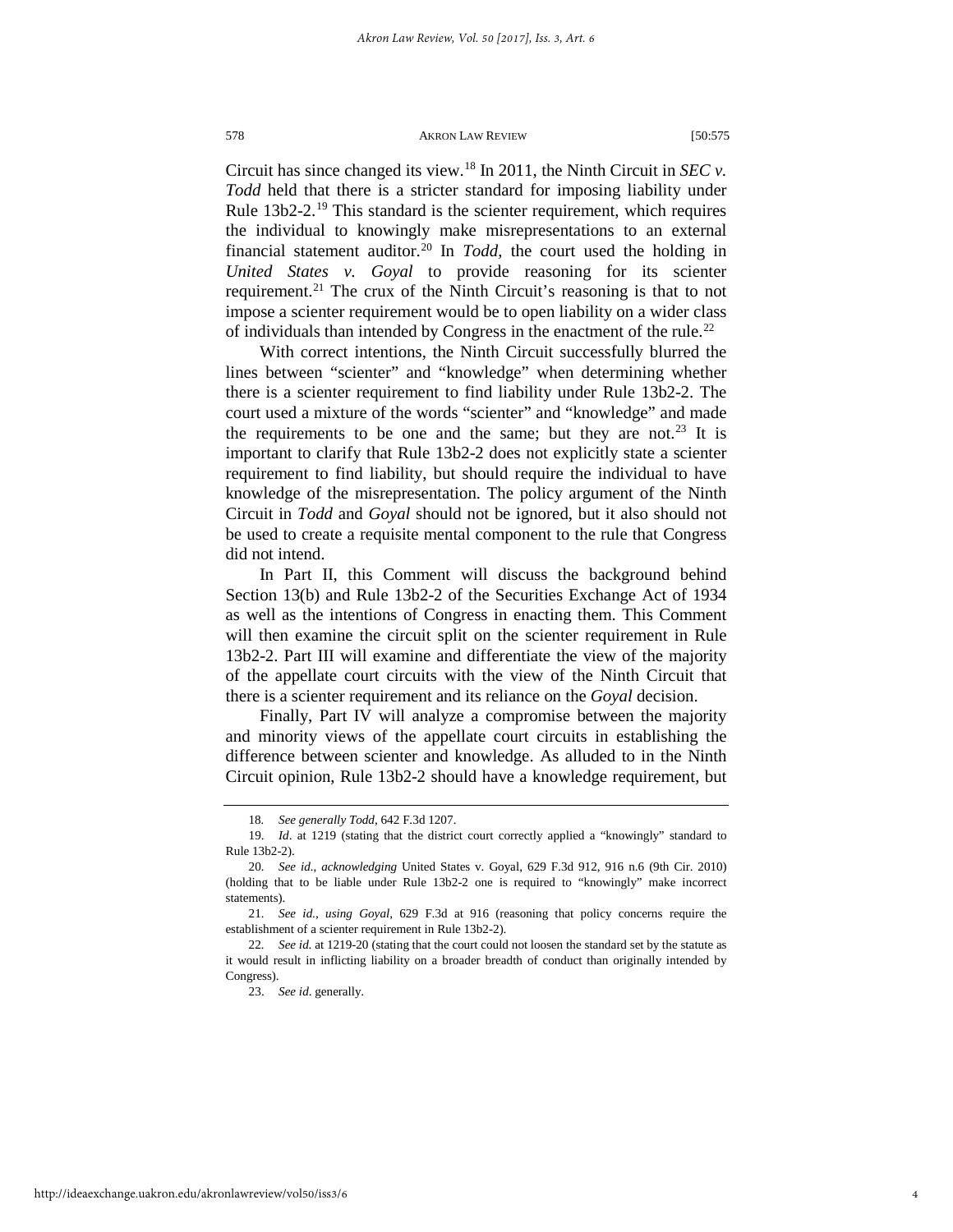Circuit has since changed its view.[18] In 2011, the Ninth Circuit in *SEC v. Todd* held that there is a stricter standard for imposing liability under Rule 13b2-2.[19] This standard is the scienter requirement, which requires the individual to knowingly make misrepresentations to an external financial statement auditor.[20] In *Todd*, the court used the holding in *United States v. Goyal* to provide reasoning for its scienter requirement.[21] The crux of the Ninth Circuit's reasoning is that to not impose a scienter requirement would be to open liability on a wider class of individuals than intended by Congress in the enactment of the rule.[22]

With correct intentions, the Ninth Circuit successfully blurred the lines between "scienter" and "knowledge" when determining whether there is a scienter requirement to find liability under Rule 13b2-2. The court used a mixture of the words "scienter" and "knowledge" and made the requirements to be one and the same; but they are not.[23] It is important to clarify that Rule 13b2-2 does not explicitly state a scienter requirement to find liability, but should require the individual to have knowledge of the misrepresentation. The policy argument of the Ninth Circuit in *Todd* and *Goyal* should not be ignored, but it also should not be used to create a requisite mental component to the rule that Congress did not intend.

In Part II, this Comment will discuss the background behind Section 13(b) and Rule 13b2-2 of the Securities Exchange Act of 1934 as well as the intentions of Congress in enacting them. This Comment will then examine the circuit split on the scienter requirement in Rule 13b2-2. Part III will examine and differentiate the view of the majority of the appellate court circuits with the view of the Ninth Circuit that there is a scienter requirement and its reliance on the *Goyal* decision.

Finally, Part IV will analyze a compromise between the majority and minority views of the appellate court circuits in establishing the difference between scienter and knowledge. As alluded to in the Ninth Circuit opinion, Rule 13b2-2 should have a knowledge requirement, but

---

18. *See generally Todd*, 642 F.3d 1207.

19. *Id*. at 1219 (stating that the district court correctly applied a "knowingly" standard to Rule 13b2-2).

20. *See id., acknowledging* United States v. Goyal, 629 F.3d 912, 916 n.6 (9th Cir. 2010) (holding that to be liable under Rule 13b2-2 one is required to "knowingly" make incorrect statements).

21. *See id., using Goyal*, 629 F.3d at 916 (reasoning that policy concerns require the establishment of a scienter requirement in Rule 13b2-2).

22. *See id.* at 1219-20 (stating that the court could not loosen the standard set by the statute as it would result in inflicting liability on a broader breadth of conduct than originally intended by Congress).

23. *See id*. generally.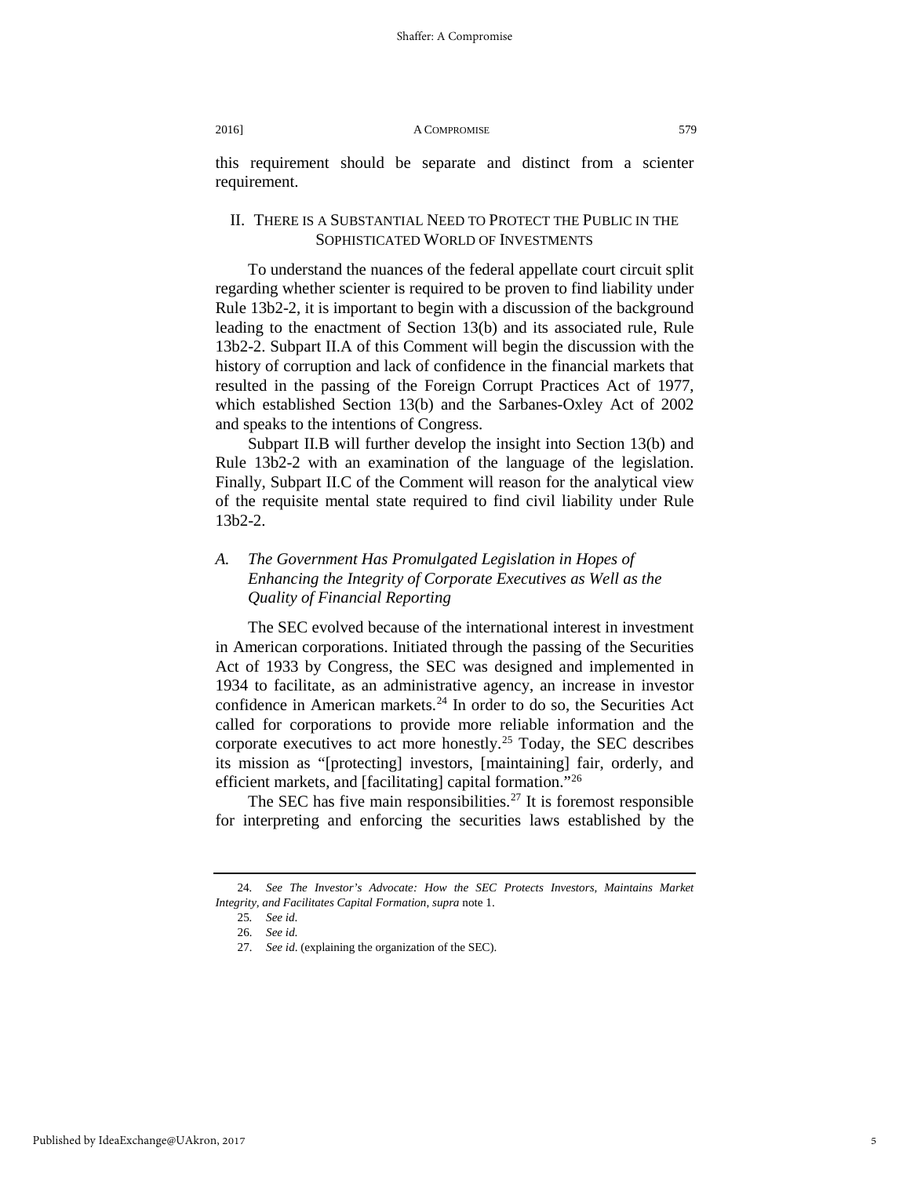this requirement should be separate and distinct from a scienter requirement.

## II. There is a Substantial Need to Protect the Public in the Sophisticated World of Investments

To understand the nuances of the federal appellate court circuit split regarding whether scienter is required to be proven to find liability under Rule 13b2-2, it is important to begin with a discussion of the background leading to the enactment of Section 13(b) and its associated rule, Rule 13b2-2. Subpart II.A of this Comment will begin the discussion with the history of corruption and lack of confidence in the financial markets that resulted in the passing of the Foreign Corrupt Practices Act of 1977, which established Section 13(b) and the Sarbanes-Oxley Act of 2002 and speaks to the intentions of Congress.

Subpart II.B will further develop the insight into Section 13(b) and Rule 13b2-2 with an examination of the language of the legislation. Finally, Subpart II.C of the Comment will reason for the analytical view of the requisite mental state required to find civil liability under Rule 13b2-2.

### *A. The Government Has Promulgated Legislation in Hopes of Enhancing the Integrity of Corporate Executives as Well as the Quality of Financial Reporting*

The SEC evolved because of the international interest in investment in American corporations. Initiated through the passing of the Securities Act of 1933 by Congress, the SEC was designed and implemented in 1934 to facilitate, as an administrative agency, an increase in investor confidence in American markets.[24] In order to do so, the Securities Act called for corporations to provide more reliable information and the corporate executives to act more honestly.[25] Today, the SEC describes its mission as "[protecting] investors, [maintaining] fair, orderly, and efficient markets, and [facilitating] capital formation."[26]

The SEC has five main responsibilities.[27] It is foremost responsible for interpreting and enforcing the securities laws established by the

---

24. *See The Investor's Advocate: How the SEC Protects Investors, Maintains Market Integrity, and Facilitates Capital Formation*, *supra* note 1.

25. *See id.*

26. *See id.*

27. *See id.* (explaining the organization of the SEC).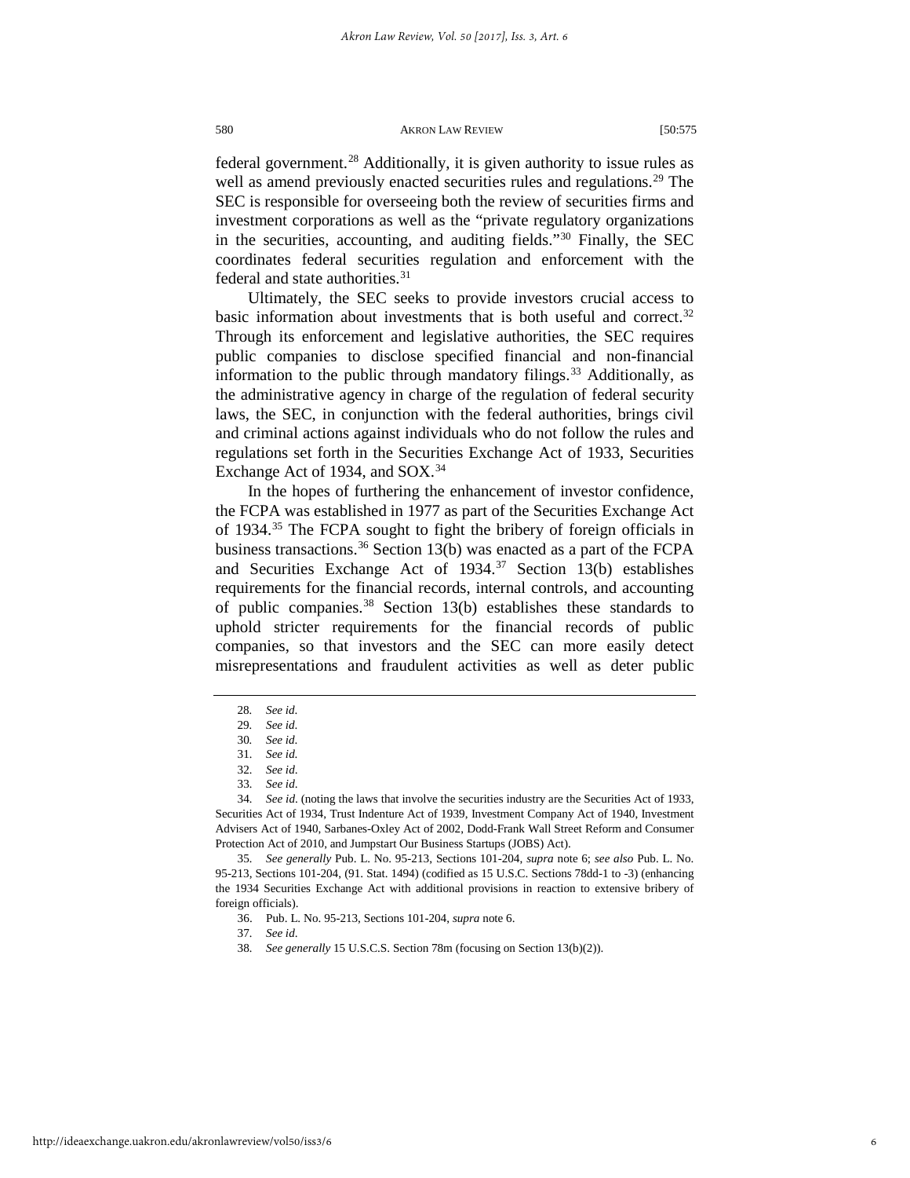federal government.[28] Additionally, it is given authority to issue rules as well as amend previously enacted securities rules and regulations.[29] The SEC is responsible for overseeing both the review of securities firms and investment corporations as well as the "private regulatory organizations in the securities, accounting, and auditing fields."[30] Finally, the SEC coordinates federal securities regulation and enforcement with the federal and state authorities.[31]

Ultimately, the SEC seeks to provide investors crucial access to basic information about investments that is both useful and correct.[32] Through its enforcement and legislative authorities, the SEC requires public companies to disclose specified financial and non-financial information to the public through mandatory filings.[33] Additionally, as the administrative agency in charge of the regulation of federal security laws, the SEC, in conjunction with the federal authorities, brings civil and criminal actions against individuals who do not follow the rules and regulations set forth in the Securities Exchange Act of 1933, Securities Exchange Act of 1934, and SOX.[34]

In the hopes of furthering the enhancement of investor confidence, the FCPA was established in 1977 as part of the Securities Exchange Act of 1934.[35] The FCPA sought to fight the bribery of foreign officials in business transactions.[36] Section 13(b) was enacted as a part of the FCPA and Securities Exchange Act of 1934.[37] Section 13(b) establishes requirements for the financial records, internal controls, and accounting of public companies.[38] Section 13(b) establishes these standards to uphold stricter requirements for the financial records of public companies, so that investors and the SEC can more easily detect misrepresentations and fraudulent activities as well as deter public

---

28. *See id.*

29. *See id.*

30. *See id.*

31. *See id.*

32. *See id.*

33. *See id.*

34. *See id.* (noting the laws that involve the securities industry are the Securities Act of 1933, Securities Act of 1934, Trust Indenture Act of 1939, Investment Company Act of 1940, Investment Advisers Act of 1940, Sarbanes-Oxley Act of 2002, Dodd-Frank Wall Street Reform and Consumer Protection Act of 2010, and Jumpstart Our Business Startups (JOBS) Act).

35. *See generally* Pub. L. No. 95-213, Sections 101-204, *supra* note 6; *see also* Pub. L. No. 95-213, Sections 101-204, (91. Stat. 1494) (codified as 15 U.S.C. Sections 78dd-1 to -3) (enhancing the 1934 Securities Exchange Act with additional provisions in reaction to extensive bribery of foreign officials).

36. Pub. L. No. 95-213, Sections 101-204, *supra* note 6.

37. *See id.*

38. *See generally* 15 U.S.C.S. Section 78m (focusing on Section 13(b)(2)).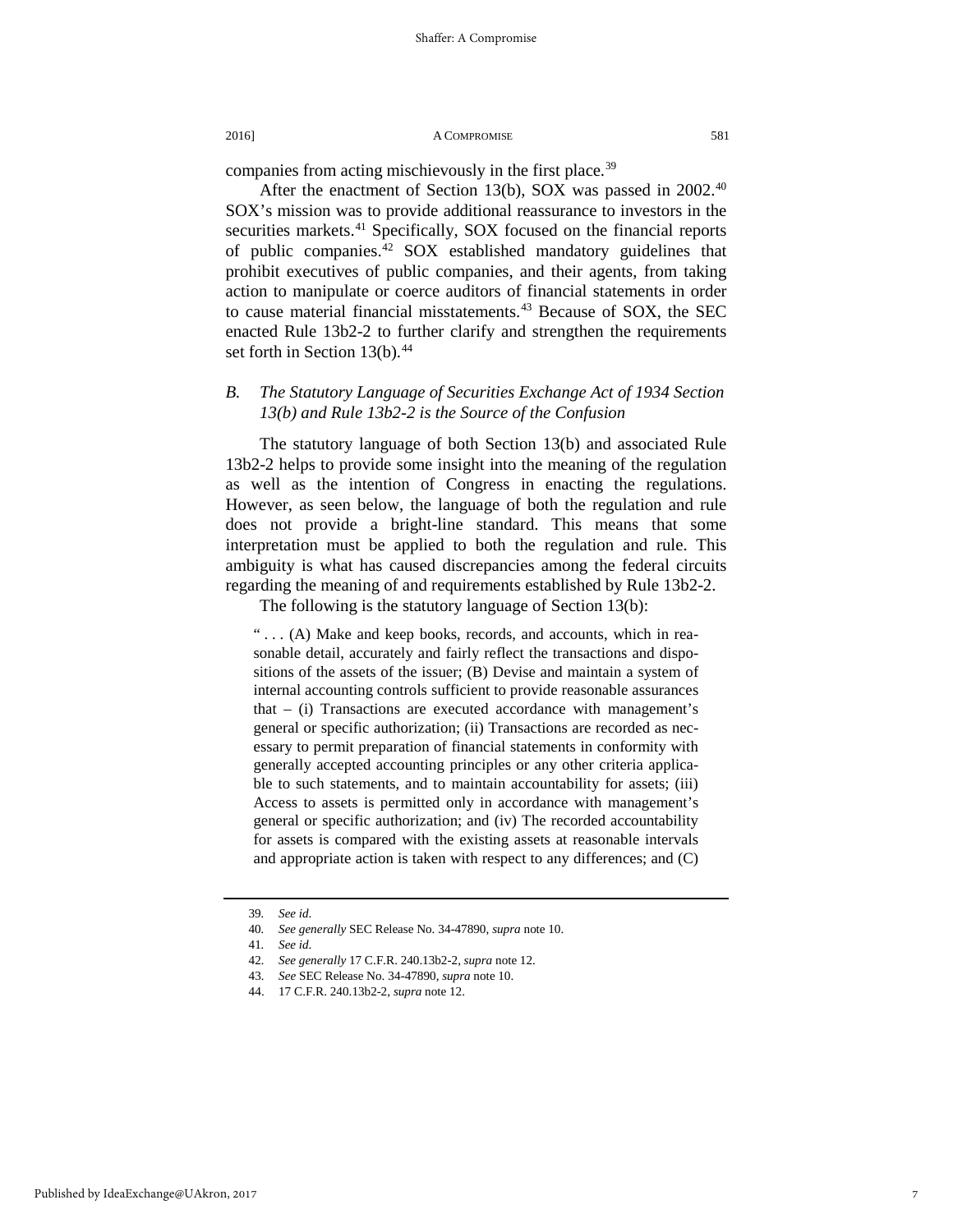companies from acting mischievously in the first place.[39]

After the enactment of Section 13(b), SOX was passed in 2002.[40] SOX's mission was to provide additional reassurance to investors in the securities markets.[41] Specifically, SOX focused on the financial reports of public companies.[42] SOX established mandatory guidelines that prohibit executives of public companies, and their agents, from taking action to manipulate or coerce auditors of financial statements in order to cause material financial misstatements.[43] Because of SOX, the SEC enacted Rule 13b2-2 to further clarify and strengthen the requirements set forth in Section 13(b).[44]

### *B. The Statutory Language of Securities Exchange Act of 1934 Section 13(b) and Rule 13b2-2 is the Source of the Confusion*

The statutory language of both Section 13(b) and associated Rule 13b2-2 helps to provide some insight into the meaning of the regulation as well as the intention of Congress in enacting the regulations. However, as seen below, the language of both the regulation and rule does not provide a bright-line standard. This means that some interpretation must be applied to both the regulation and rule. This ambiguity is what has caused discrepancies among the federal circuits regarding the meaning of and requirements established by Rule 13b2-2.

The following is the statutory language of Section 13(b):

> " . . . (A) Make and keep books, records, and accounts, which in reasonable detail, accurately and fairly reflect the transactions and dispositions of the assets of the issuer; (B) Devise and maintain a system of internal accounting controls sufficient to provide reasonable assurances that – (i) Transactions are executed accordance with management's general or specific authorization; (ii) Transactions are recorded as necessary to permit preparation of financial statements in conformity with generally accepted accounting principles or any other criteria applicable to such statements, and to maintain accountability for assets; (iii) Access to assets is permitted only in accordance with management's general or specific authorization; and (iv) The recorded accountability for assets is compared with the existing assets at reasonable intervals and appropriate action is taken with respect to any differences; and (C)

---

39. *See id.*
40. *See generally* SEC Release No. 34-47890, *supra* note 10.
41. *See id.*
42. *See generally* 17 C.F.R. 240.13b2-2, *supra* note 12.
43. *See* SEC Release No. 34-47890, *supra* note 10.
44. 17 C.F.R. 240.13b2-2, *supra* note 12.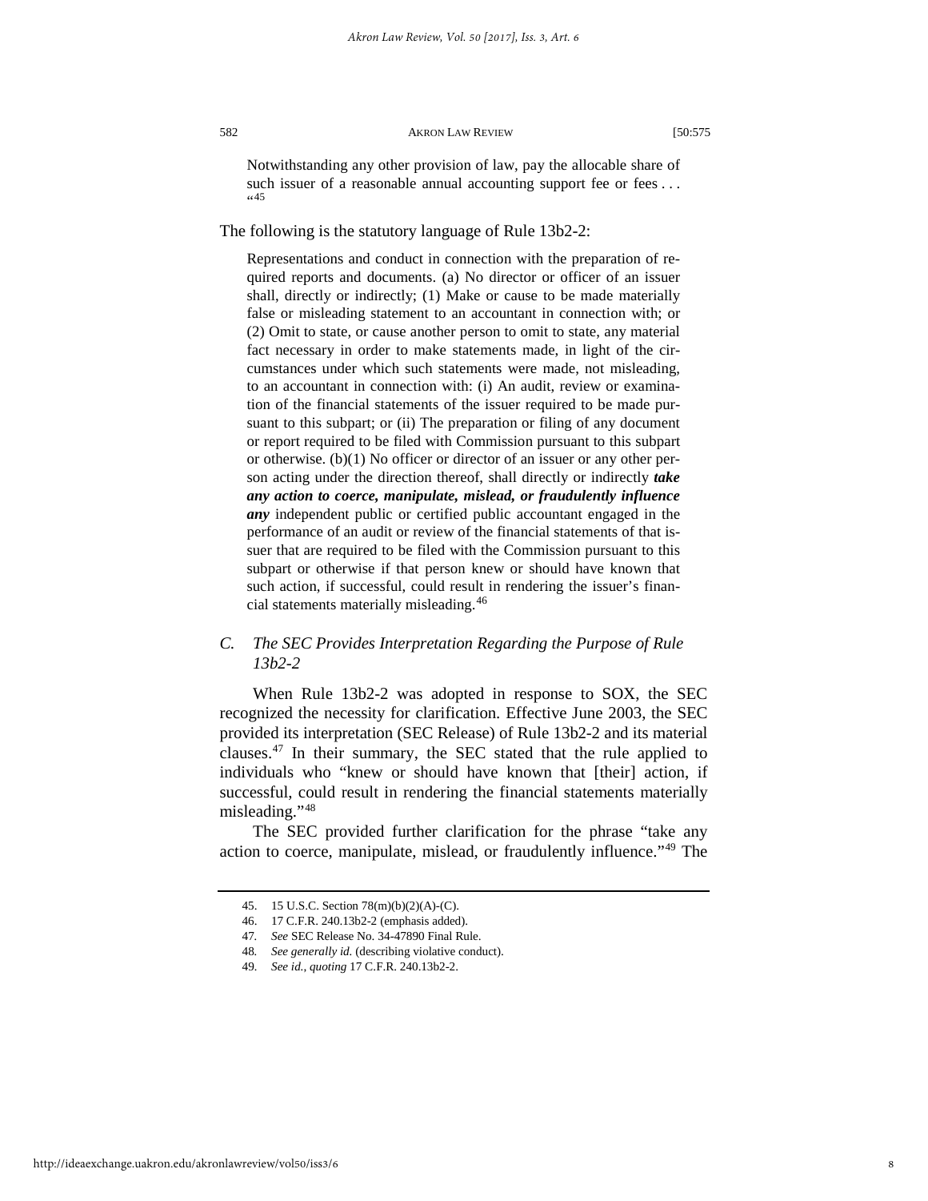> Notwithstanding any other provision of law, pay the allocable share of such issuer of a reasonable annual accounting support fee or fees . . . "[45]

The following is the statutory language of Rule 13b2-2:

> Representations and conduct in connection with the preparation of required reports and documents. (a) No director or officer of an issuer shall, directly or indirectly; (1) Make or cause to be made materially false or misleading statement to an accountant in connection with; or (2) Omit to state, or cause another person to omit to state, any material fact necessary in order to make statements made, in light of the circumstances under which such statements were made, not misleading, to an accountant in connection with: (i) An audit, review or examination of the financial statements of the issuer required to be made pursuant to this subpart; or (ii) The preparation or filing of any document or report required to be filed with Commission pursuant to this subpart or otherwise. (b)(1) No officer or director of an issuer or any other person acting under the direction thereof, shall directly or indirectly ***take any action to coerce, manipulate, mislead, or fraudulently influence any*** independent public or certified public accountant engaged in the performance of an audit or review of the financial statements of that issuer that are required to be filed with the Commission pursuant to this subpart or otherwise if that person knew or should have known that such action, if successful, could result in rendering the issuer's financial statements materially misleading.[46]

### *C. The SEC Provides Interpretation Regarding the Purpose of Rule 13b2-2*

When Rule 13b2-2 was adopted in response to SOX, the SEC recognized the necessity for clarification. Effective June 2003, the SEC provided its interpretation (SEC Release) of Rule 13b2-2 and its material clauses.[47] In their summary, the SEC stated that the rule applied to individuals who "knew or should have known that [their] action, if successful, could result in rendering the financial statements materially misleading."[48]

The SEC provided further clarification for the phrase "take any action to coerce, manipulate, mislead, or fraudulently influence."[49] The

---

45. 15 U.S.C. Section 78(m)(b)(2)(A)-(C).

46. 17 C.F.R. 240.13b2-2 (emphasis added).

47. *See* SEC Release No. 34-47890 Final Rule.

48. *See generally id.* (describing violative conduct).

49. *See id.*, *quoting* 17 C.F.R. 240.13b2-2.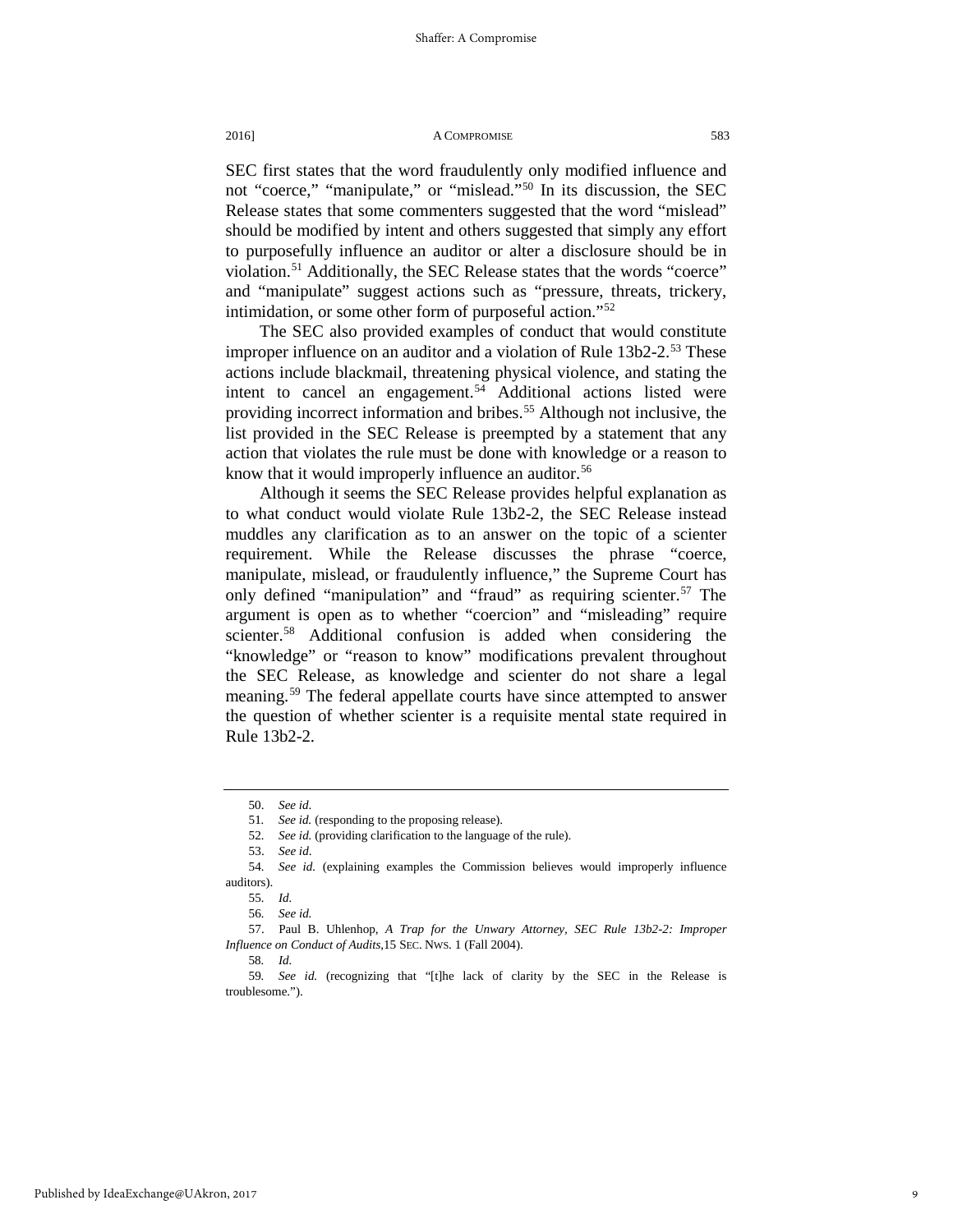SEC first states that the word fraudulently only modified influence and not "coerce," "manipulate," or "mislead."[50] In its discussion, the SEC Release states that some commenters suggested that the word "mislead" should be modified by intent and others suggested that simply any effort to purposefully influence an auditor or alter a disclosure should be in violation.[51] Additionally, the SEC Release states that the words "coerce" and "manipulate" suggest actions such as "pressure, threats, trickery, intimidation, or some other form of purposeful action."[52]

The SEC also provided examples of conduct that would constitute improper influence on an auditor and a violation of Rule 13b2-2.[53] These actions include blackmail, threatening physical violence, and stating the intent to cancel an engagement.[54] Additional actions listed were providing incorrect information and bribes.[55] Although not inclusive, the list provided in the SEC Release is preempted by a statement that any action that violates the rule must be done with knowledge or a reason to know that it would improperly influence an auditor.[56]

Although it seems the SEC Release provides helpful explanation as to what conduct would violate Rule 13b2-2, the SEC Release instead muddles any clarification as to an answer on the topic of a scienter requirement. While the Release discusses the phrase "coerce, manipulate, mislead, or fraudulently influence," the Supreme Court has only defined "manipulation" and "fraud" as requiring scienter.[57] The argument is open as to whether "coercion" and "misleading" require scienter.[58] Additional confusion is added when considering the "knowledge" or "reason to know" modifications prevalent throughout the SEC Release, as knowledge and scienter do not share a legal meaning.[59] The federal appellate courts have since attempted to answer the question of whether scienter is a requisite mental state required in Rule 13b2-2.

---

50. *See id.*

51. *See id.* (responding to the proposing release).

52. *See id.* (providing clarification to the language of the rule).

53. *See id.*

54. *See id.* (explaining examples the Commission believes would improperly influence auditors).

55. *Id.*

56. *See id.*

57. Paul B. Uhlenhop, *A Trap for the Unwary Attorney, SEC Rule 13b2-2: Improper Influence on Conduct of Audits*, 15 SEC. NWS. 1 (Fall 2004).

58. *Id.*

59. *See id.* (recognizing that "[t]he lack of clarity by the SEC in the Release is troublesome.").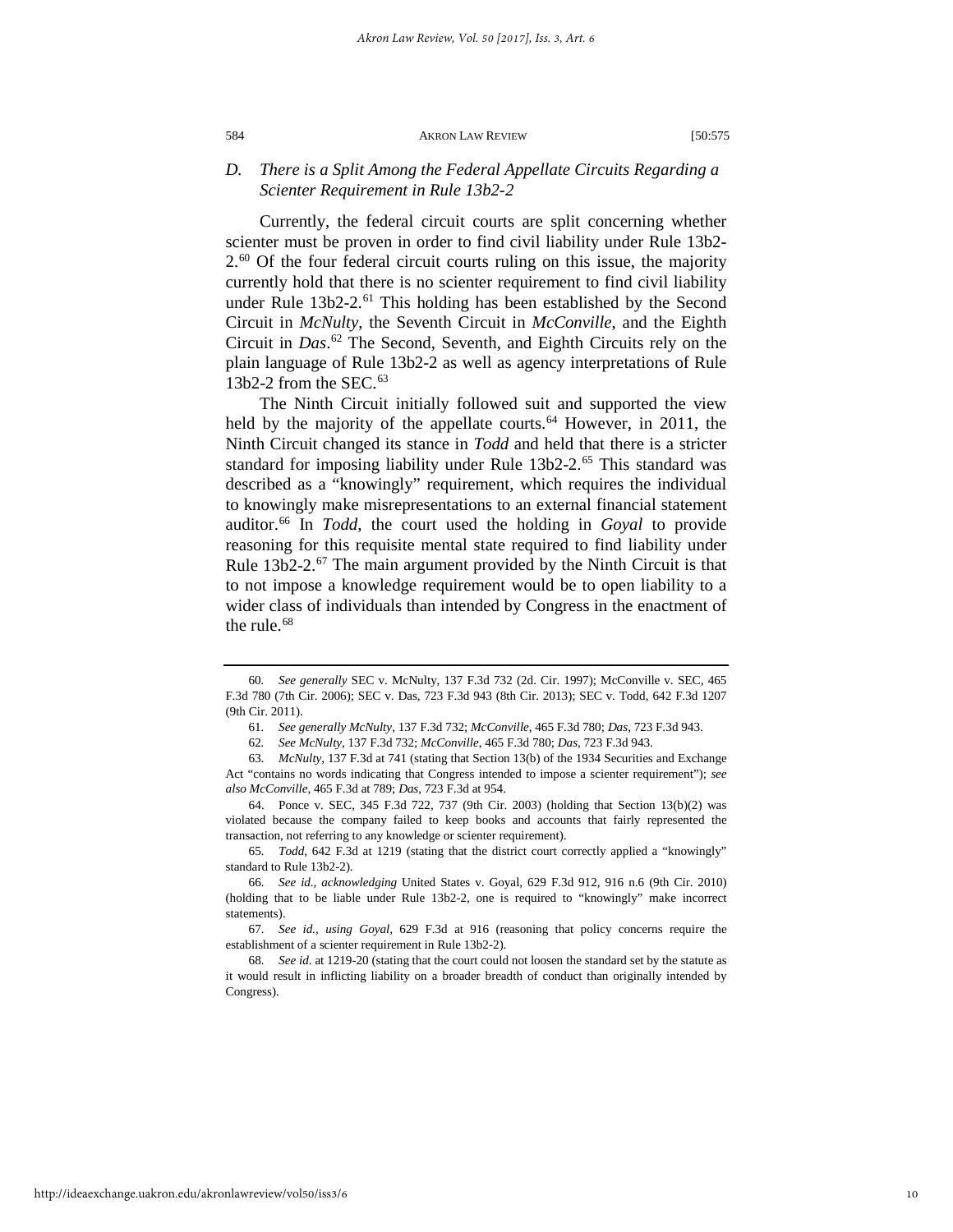### *D. There is a Split Among the Federal Appellate Circuits Regarding a Scienter Requirement in Rule 13b2-2*

Currently, the federal circuit courts are split concerning whether scienter must be proven in order to find civil liability under Rule 13b2-2.[60] Of the four federal circuit courts ruling on this issue, the majority currently hold that there is no scienter requirement to find civil liability under Rule 13b2-2.[61] This holding has been established by the Second Circuit in *McNulty*, the Seventh Circuit in *McConville*, and the Eighth Circuit in *Das*.[62] The Second, Seventh, and Eighth Circuits rely on the plain language of Rule 13b2-2 as well as agency interpretations of Rule 13b2-2 from the SEC.[63]

The Ninth Circuit initially followed suit and supported the view held by the majority of the appellate courts.[64] However, in 2011, the Ninth Circuit changed its stance in *Todd* and held that there is a stricter standard for imposing liability under Rule 13b2-2.[65] This standard was described as a "knowingly" requirement, which requires the individual to knowingly make misrepresentations to an external financial statement auditor.[66] In *Todd*, the court used the holding in *Goyal* to provide reasoning for this requisite mental state required to find liability under Rule 13b2-2.[67] The main argument provided by the Ninth Circuit is that to not impose a knowledge requirement would be to open liability to a wider class of individuals than intended by Congress in the enactment of the rule.[68]

---

60. *See generally* SEC v. McNulty, 137 F.3d 732 (2d. Cir. 1997); McConville v. SEC, 465 F.3d 780 (7th Cir. 2006); SEC v. Das, 723 F.3d 943 (8th Cir. 2013); SEC v. Todd, 642 F.3d 1207 (9th Cir. 2011).

61. *See generally McNulty*, 137 F.3d 732; *McConville*, 465 F.3d 780; *Das*, 723 F.3d 943.

62. *See McNulty*, 137 F.3d 732; *McConville*, 465 F.3d 780; *Das*, 723 F.3d 943.

63. *McNulty*, 137 F.3d at 741 (stating that Section 13(b) of the 1934 Securities and Exchange Act "contains no words indicating that Congress intended to impose a scienter requirement"); *see also McConville*, 465 F.3d at 789; *Das*, 723 F.3d at 954.

64. Ponce v. SEC, 345 F.3d 722, 737 (9th Cir. 2003) (holding that Section 13(b)(2) was violated because the company failed to keep books and accounts that fairly represented the transaction, not referring to any knowledge or scienter requirement).

65. *Todd*, 642 F.3d at 1219 (stating that the district court correctly applied a "knowingly" standard to Rule 13b2-2).

66. *See id.*, *acknowledging* United States v. Goyal, 629 F.3d 912, 916 n.6 (9th Cir. 2010) (holding that to be liable under Rule 13b2-2, one is required to "knowingly" make incorrect statements).

67. *See id.*, *using Goyal*, 629 F.3d at 916 (reasoning that policy concerns require the establishment of a scienter requirement in Rule 13b2-2).

68. *See id.* at 1219-20 (stating that the court could not loosen the standard set by the statute as it would result in inflicting liability on a broader breadth of conduct than originally intended by Congress).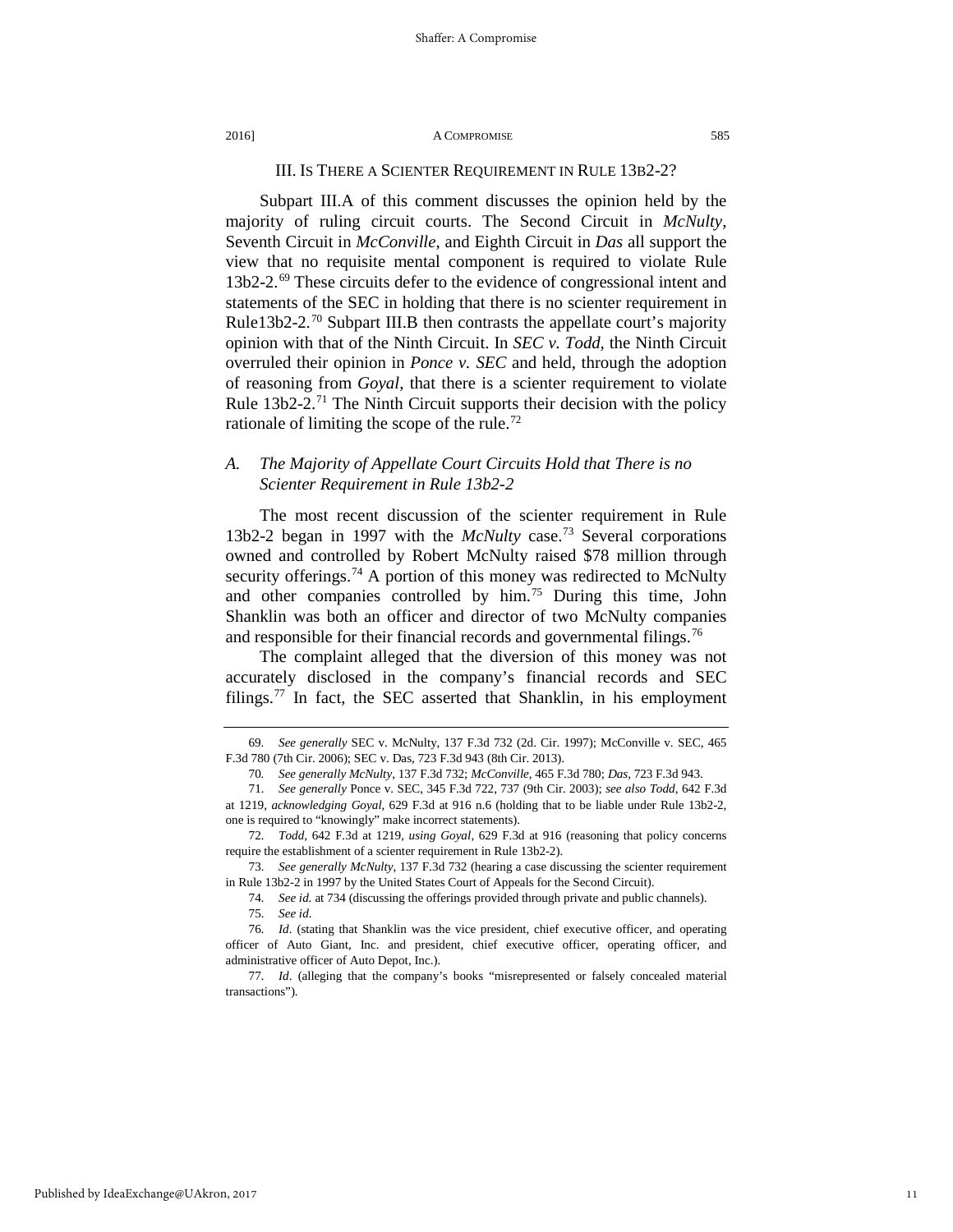## III. Is There a Scienter Requirement in Rule 13b2-2?

Subpart III.A of this comment discusses the opinion held by the majority of ruling circuit courts. The Second Circuit in *McNulty*, Seventh Circuit in *McConville*, and Eighth Circuit in *Das* all support the view that no requisite mental component is required to violate Rule 13b2-2.[69] These circuits defer to the evidence of congressional intent and statements of the SEC in holding that there is no scienter requirement in Rule13b2-2.[70] Subpart III.B then contrasts the appellate court's majority opinion with that of the Ninth Circuit. In *SEC v. Todd*, the Ninth Circuit overruled their opinion in *Ponce v. SEC* and held, through the adoption of reasoning from *Goyal*, that there is a scienter requirement to violate Rule 13b2-2.[71] The Ninth Circuit supports their decision with the policy rationale of limiting the scope of the rule.[72]

### *A. The Majority of Appellate Court Circuits Hold that There is no Scienter Requirement in Rule 13b2-2*

The most recent discussion of the scienter requirement in Rule 13b2-2 began in 1997 with the *McNulty* case.[73] Several corporations owned and controlled by Robert McNulty raised $78 million through security offerings.[74] A portion of this money was redirected to McNulty and other companies controlled by him.[75] During this time, John Shanklin was both an officer and director of two McNulty companies and responsible for their financial records and governmental filings.[76]

The complaint alleged that the diversion of this money was not accurately disclosed in the company's financial records and SEC filings.[77] In fact, the SEC asserted that Shanklin, in his employment

---

69. *See generally* SEC v. McNulty, 137 F.3d 732 (2d. Cir. 1997); McConville v. SEC, 465 F.3d 780 (7th Cir. 2006); SEC v. Das, 723 F.3d 943 (8th Cir. 2013).

70. *See generally McNulty*, 137 F.3d 732; *McConville*, 465 F.3d 780; *Das*, 723 F.3d 943.

71. *See generally* Ponce v. SEC, 345 F.3d 722, 737 (9th Cir. 2003); *see also Todd*, 642 F.3d at 1219, *acknowledging Goyal*, 629 F.3d at 916 n.6 (holding that to be liable under Rule 13b2-2, one is required to "knowingly" make incorrect statements).

72. *Todd*, 642 F.3d at 1219, *using Goyal*, 629 F.3d at 916 (reasoning that policy concerns require the establishment of a scienter requirement in Rule 13b2-2).

73. *See generally McNulty*, 137 F.3d 732 (hearing a case discussing the scienter requirement in Rule 13b2-2 in 1997 by the United States Court of Appeals for the Second Circuit).

74. *See id.* at 734 (discussing the offerings provided through private and public channels).

75. *See id*.

76. *Id*. (stating that Shanklin was the vice president, chief executive officer, and operating officer of Auto Giant, Inc. and president, chief executive officer, operating officer, and administrative officer of Auto Depot, Inc.).

77. *Id*. (alleging that the company's books "misrepresented or falsely concealed material transactions").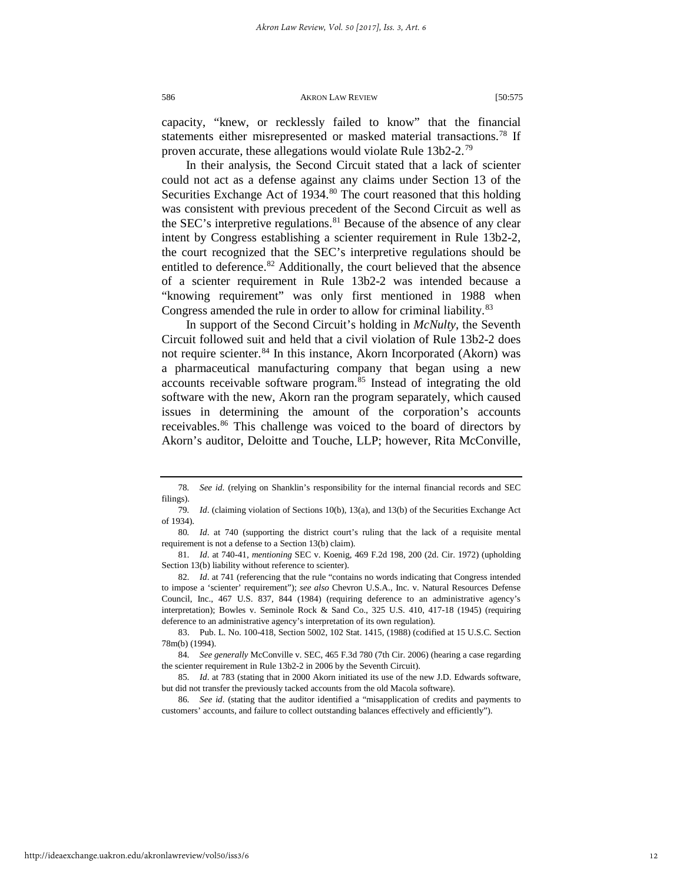capacity, "knew, or recklessly failed to know" that the financial statements either misrepresented or masked material transactions.[78] If proven accurate, these allegations would violate Rule 13b2-2.[79]

In their analysis, the Second Circuit stated that a lack of scienter could not act as a defense against any claims under Section 13 of the Securities Exchange Act of 1934.[80] The court reasoned that this holding was consistent with previous precedent of the Second Circuit as well as the SEC's interpretive regulations.[81] Because of the absence of any clear intent by Congress establishing a scienter requirement in Rule 13b2-2, the court recognized that the SEC's interpretive regulations should be entitled to deference.[82] Additionally, the court believed that the absence of a scienter requirement in Rule 13b2-2 was intended because a "knowing requirement" was only first mentioned in 1988 when Congress amended the rule in order to allow for criminal liability.[83]

In support of the Second Circuit's holding in *McNulty*, the Seventh Circuit followed suit and held that a civil violation of Rule 13b2-2 does not require scienter.[84] In this instance, Akorn Incorporated (Akorn) was a pharmaceutical manufacturing company that began using a new accounts receivable software program.[85] Instead of integrating the old software with the new, Akorn ran the program separately, which caused issues in determining the amount of the corporation's accounts receivables.[86] This challenge was voiced to the board of directors by Akorn's auditor, Deloitte and Touche, LLP; however, Rita McConville,

---

78. *See id.* (relying on Shanklin's responsibility for the internal financial records and SEC filings).

79. *Id.* (claiming violation of Sections 10(b), 13(a), and 13(b) of the Securities Exchange Act of 1934).

80. *Id.* at 740 (supporting the district court's ruling that the lack of a requisite mental requirement is not a defense to a Section 13(b) claim).

81. *Id.* at 740-41, *mentioning* SEC v. Koenig, 469 F.2d 198, 200 (2d. Cir. 1972) (upholding Section 13(b) liability without reference to scienter).

82. *Id.* at 741 (referencing that the rule "contains no words indicating that Congress intended to impose a 'scienter' requirement"); *see also* Chevron U.S.A., Inc. v. Natural Resources Defense Council, Inc., 467 U.S. 837, 844 (1984) (requiring deference to an administrative agency's interpretation); Bowles v. Seminole Rock & Sand Co., 325 U.S. 410, 417-18 (1945) (requiring deference to an administrative agency's interpretation of its own regulation).

83. Pub. L. No. 100-418, Section 5002, 102 Stat. 1415, (1988) (codified at 15 U.S.C. Section 78m(b) (1994).

84. *See generally* McConville v. SEC, 465 F.3d 780 (7th Cir. 2006) (hearing a case regarding the scienter requirement in Rule 13b2-2 in 2006 by the Seventh Circuit).

85. *Id.* at 783 (stating that in 2000 Akorn initiated its use of the new J.D. Edwards software, but did not transfer the previously tacked accounts from the old Macola software).

86. *See id.* (stating that the auditor identified a "misapplication of credits and payments to customers' accounts, and failure to collect outstanding balances effectively and efficiently").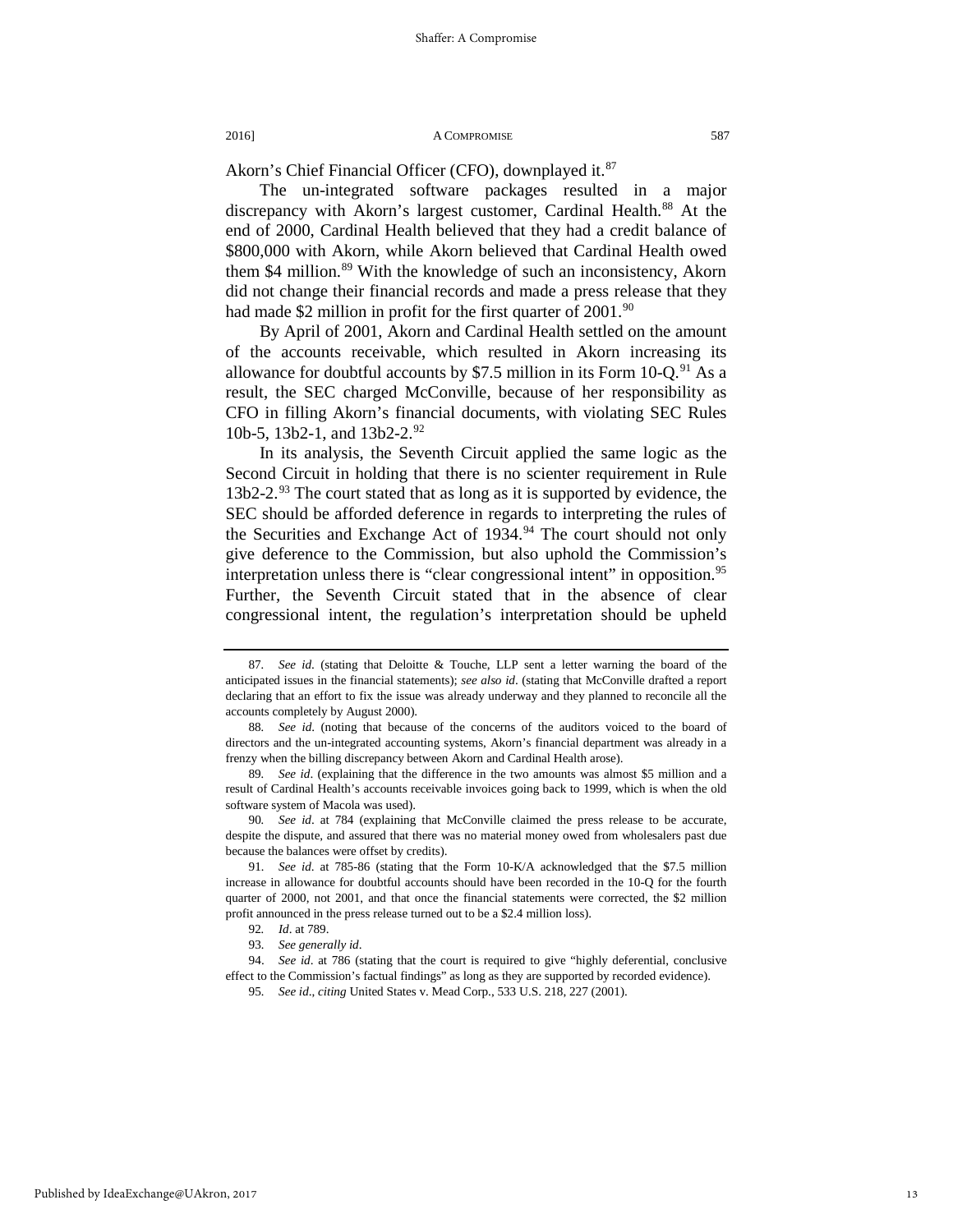Akorn's Chief Financial Officer (CFO), downplayed it.[87]

The un-integrated software packages resulted in a major discrepancy with Akorn's largest customer, Cardinal Health.[88] At the end of 2000, Cardinal Health believed that they had a credit balance of $800,000 with Akorn, while Akorn believed that Cardinal Health owed them $4 million.[89] With the knowledge of such an inconsistency, Akorn did not change their financial records and made a press release that they had made $2 million in profit for the first quarter of 2001.[90]

By April of 2001, Akorn and Cardinal Health settled on the amount of the accounts receivable, which resulted in Akorn increasing its allowance for doubtful accounts by $7.5 million in its Form 10-Q.[91] As a result, the SEC charged McConville, because of her responsibility as CFO in filling Akorn's financial documents, with violating SEC Rules 10b-5, 13b2-1, and 13b2-2.[92]

In its analysis, the Seventh Circuit applied the same logic as the Second Circuit in holding that there is no scienter requirement in Rule 13b2-2.[93] The court stated that as long as it is supported by evidence, the SEC should be afforded deference in regards to interpreting the rules of the Securities and Exchange Act of 1934.[94] The court should not only give deference to the Commission, but also uphold the Commission's interpretation unless there is "clear congressional intent" in opposition.[95] Further, the Seventh Circuit stated that in the absence of clear congressional intent, the regulation's interpretation should be upheld

---

87. *See id.* (stating that Deloitte & Touche, LLP sent a letter warning the board of the anticipated issues in the financial statements); *see also id*. (stating that McConville drafted a report declaring that an effort to fix the issue was already underway and they planned to reconcile all the accounts completely by August 2000).

88. *See id.* (noting that because of the concerns of the auditors voiced to the board of directors and the un-integrated accounting systems, Akorn's financial department was already in a frenzy when the billing discrepancy between Akorn and Cardinal Health arose).

89. *See id*. (explaining that the difference in the two amounts was almost $5 million and a result of Cardinal Health's accounts receivable invoices going back to 1999, which is when the old software system of Macola was used).

90. *See id.* at 784 (explaining that McConville claimed the press release to be accurate, despite the dispute, and assured that there was no material money owed from wholesalers past due because the balances were offset by credits).

91. *See id.* at 785-86 (stating that the Form 10-K/A acknowledged that the $7.5 million increase in allowance for doubtful accounts should have been recorded in the 10-Q for the fourth quarter of 2000, not 2001, and that once the financial statements were corrected, the $2 million profit announced in the press release turned out to be a $2.4 million loss).

92. *Id*. at 789.

93. *See generally id*.

94. *See id*. at 786 (stating that the court is required to give "highly deferential, conclusive effect to the Commission's factual findings" as long as they are supported by recorded evidence).

95. *See id*., *citing* United States v. Mead Corp., 533 U.S. 218, 227 (2001).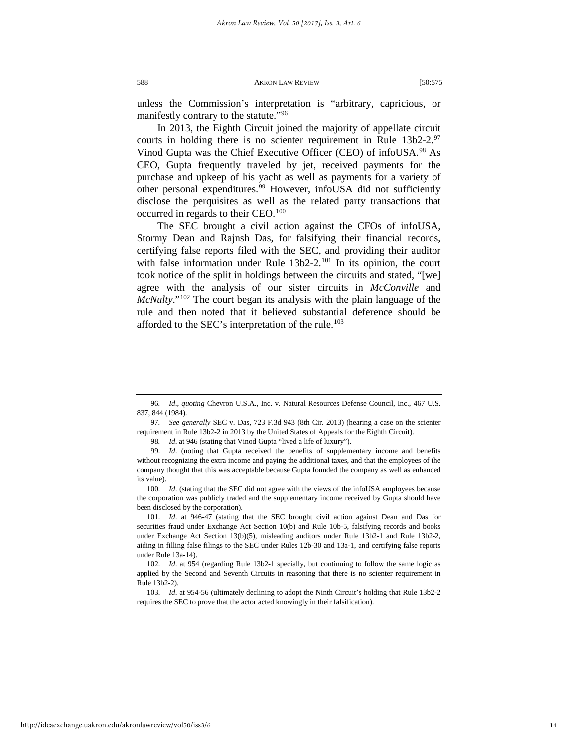unless the Commission's interpretation is "arbitrary, capricious, or manifestly contrary to the statute."[96]

In 2013, the Eighth Circuit joined the majority of appellate circuit courts in holding there is no scienter requirement in Rule 13b2-2.[97] Vinod Gupta was the Chief Executive Officer (CEO) of infoUSA.[98] As CEO, Gupta frequently traveled by jet, received payments for the purchase and upkeep of his yacht as well as payments for a variety of other personal expenditures.[99] However, infoUSA did not sufficiently disclose the perquisites as well as the related party transactions that occurred in regards to their CEO.[100]

The SEC brought a civil action against the CFOs of infoUSA, Stormy Dean and Rajnsh Das, for falsifying their financial records, certifying false reports filed with the SEC, and providing their auditor with false information under Rule 13b2-2.[101] In its opinion, the court took notice of the split in holdings between the circuits and stated, "[we] agree with the analysis of our sister circuits in *McConville* and *McNulty*."[102] The court began its analysis with the plain language of the rule and then noted that it believed substantial deference should be afforded to the SEC's interpretation of the rule.[103]

---

96. *Id*., *quoting* Chevron U.S.A., Inc. v. Natural Resources Defense Council, Inc., 467 U.S. 837, 844 (1984).

97. *See generally* SEC v. Das, 723 F.3d 943 (8th Cir. 2013) (hearing a case on the scienter requirement in Rule 13b2-2 in 2013 by the United States of Appeals for the Eighth Circuit).

98. *Id*. at 946 (stating that Vinod Gupta "lived a life of luxury").

99. *Id*. (noting that Gupta received the benefits of supplementary income and benefits without recognizing the extra income and paying the additional taxes, and that the employees of the company thought that this was acceptable because Gupta founded the company as well as enhanced its value).

100. *Id*. (stating that the SEC did not agree with the views of the infoUSA employees because the corporation was publicly traded and the supplementary income received by Gupta should have been disclosed by the corporation).

101. *Id*. at 946-47 (stating that the SEC brought civil action against Dean and Das for securities fraud under Exchange Act Section 10(b) and Rule 10b-5, falsifying records and books under Exchange Act Section 13(b)(5), misleading auditors under Rule 13b2-1 and Rule 13b2-2, aiding in filling false filings to the SEC under Rules 12b-30 and 13a-1, and certifying false reports under Rule 13a-14).

102. *Id*. at 954 (regarding Rule 13b2-1 specially, but continuing to follow the same logic as applied by the Second and Seventh Circuits in reasoning that there is no scienter requirement in Rule 13b2-2).

103. *Id*. at 954-56 (ultimately declining to adopt the Ninth Circuit's holding that Rule 13b2-2 requires the SEC to prove that the actor acted knowingly in their falsification).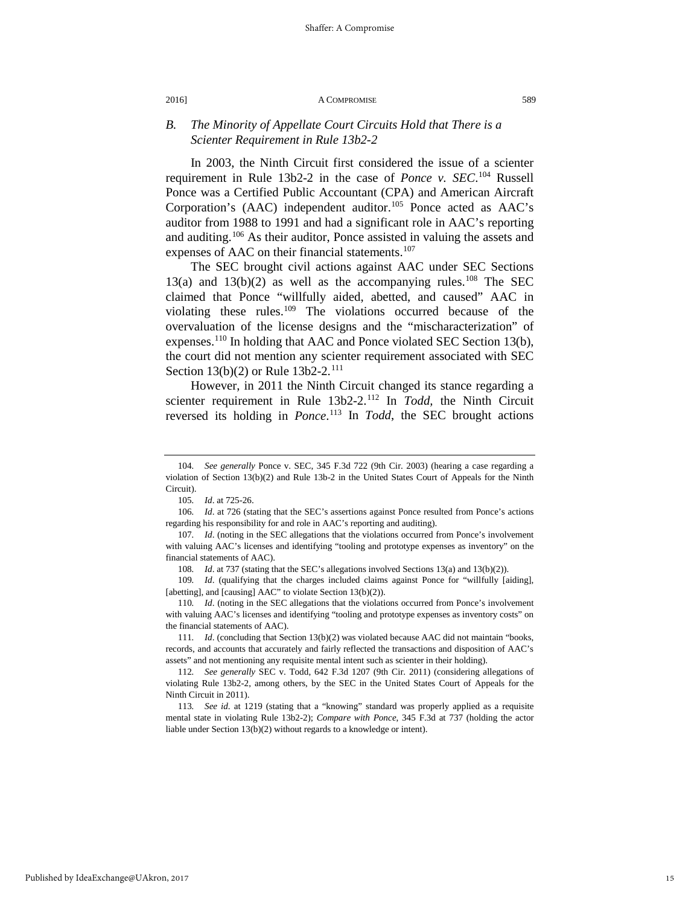### B. *The Minority of Appellate Court Circuits Hold that There is a Scienter Requirement in Rule 13b2-2*

In 2003, the Ninth Circuit first considered the issue of a scienter requirement in Rule 13b2-2 in the case of *Ponce v. SEC*.[104] Russell Ponce was a Certified Public Accountant (CPA) and American Aircraft Corporation's (AAC) independent auditor.[105] Ponce acted as AAC's auditor from 1988 to 1991 and had a significant role in AAC's reporting and auditing.[106] As their auditor, Ponce assisted in valuing the assets and expenses of AAC on their financial statements.[107]

The SEC brought civil actions against AAC under SEC Sections 13(a) and 13(b)(2) as well as the accompanying rules.[108] The SEC claimed that Ponce "willfully aided, abetted, and caused" AAC in violating these rules.[109] The violations occurred because of the overvaluation of the license designs and the "mischaracterization" of expenses.[110] In holding that AAC and Ponce violated SEC Section 13(b), the court did not mention any scienter requirement associated with SEC Section 13(b)(2) or Rule 13b2-2.[111]

However, in 2011 the Ninth Circuit changed its stance regarding a scienter requirement in Rule 13b2-2.[112] In *Todd*, the Ninth Circuit reversed its holding in *Ponce*.[113] In *Todd*, the SEC brought actions

---

104. *See generally* Ponce v. SEC, 345 F.3d 722 (9th Cir. 2003) (hearing a case regarding a violation of Section 13(b)(2) and Rule 13b-2 in the United States Court of Appeals for the Ninth Circuit).

105. *Id*. at 725-26.

106. *Id*. at 726 (stating that the SEC's assertions against Ponce resulted from Ponce's actions regarding his responsibility for and role in AAC's reporting and auditing).

107. *Id*. (noting in the SEC allegations that the violations occurred from Ponce's involvement with valuing AAC's licenses and identifying "tooling and prototype expenses as inventory" on the financial statements of AAC).

108. *Id*. at 737 (stating that the SEC's allegations involved Sections 13(a) and 13(b)(2)).

109. *Id*. (qualifying that the charges included claims against Ponce for "willfully [aiding], [abetting], and [causing] AAC" to violate Section 13(b)(2)).

110. *Id*. (noting in the SEC allegations that the violations occurred from Ponce's involvement with valuing AAC's licenses and identifying "tooling and prototype expenses as inventory costs" on the financial statements of AAC).

111. *Id*. (concluding that Section 13(b)(2) was violated because AAC did not maintain "books, records, and accounts that accurately and fairly reflected the transactions and disposition of AAC's assets" and not mentioning any requisite mental intent such as scienter in their holding).

112. *See generally* SEC v. Todd, 642 F.3d 1207 (9th Cir. 2011) (considering allegations of violating Rule 13b2-2, among others, by the SEC in the United States Court of Appeals for the Ninth Circuit in 2011).

113. *See id*. at 1219 (stating that a "knowing" standard was properly applied as a requisite mental state in violating Rule 13b2-2); *Compare with Ponce*, 345 F.3d at 737 (holding the actor liable under Section 13(b)(2) without regards to a knowledge or intent).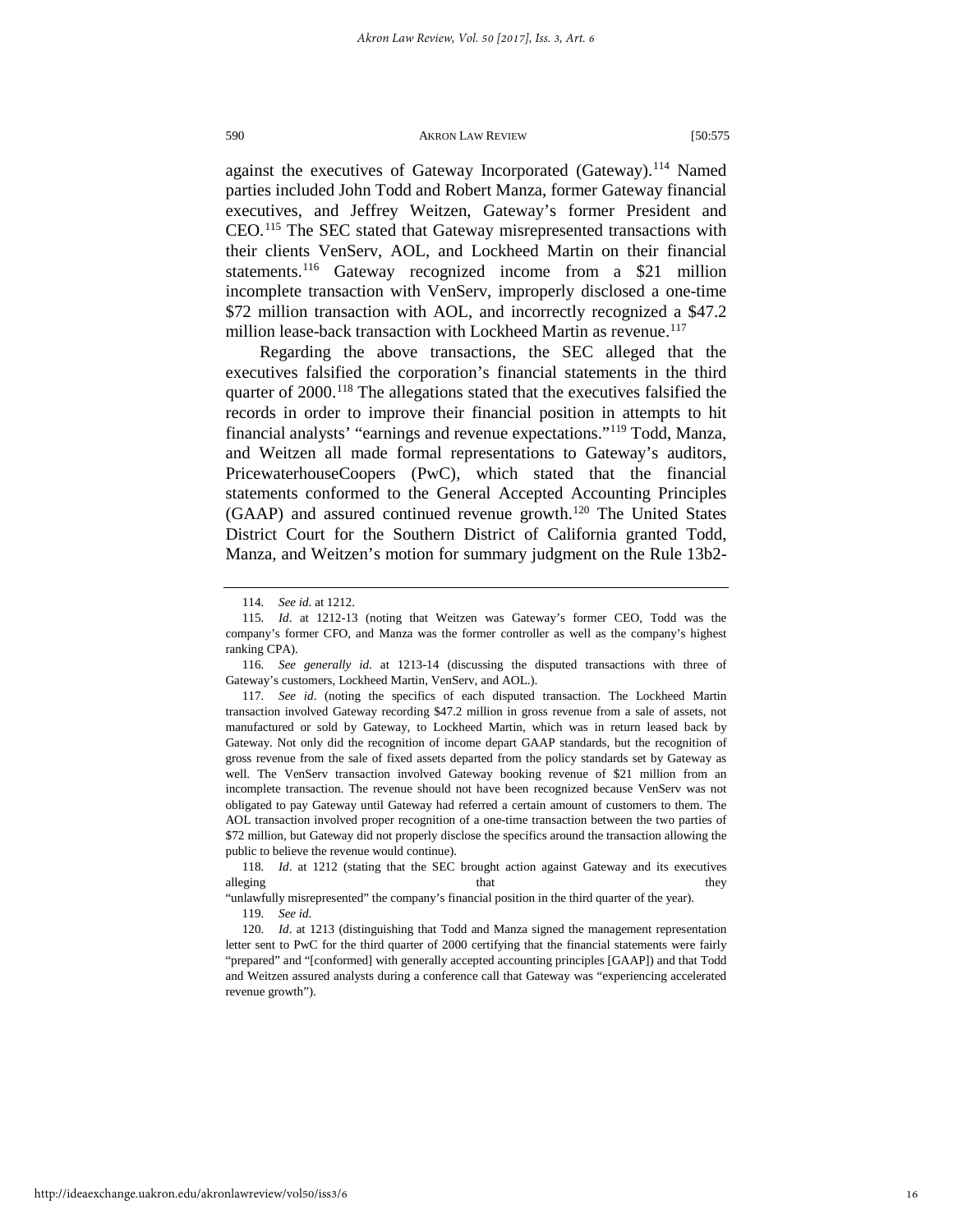against the executives of Gateway Incorporated (Gateway).[114] Named parties included John Todd and Robert Manza, former Gateway financial executives, and Jeffrey Weitzen, Gateway's former President and CEO.[115] The SEC stated that Gateway misrepresented transactions with their clients VenServ, AOL, and Lockheed Martin on their financial statements.[116] Gateway recognized income from a $21 million incomplete transaction with VenServ, improperly disclosed a one-time $72 million transaction with AOL, and incorrectly recognized a $47.2 million lease-back transaction with Lockheed Martin as revenue.[117]

Regarding the above transactions, the SEC alleged that the executives falsified the corporation's financial statements in the third quarter of 2000.[118] The allegations stated that the executives falsified the records in order to improve their financial position in attempts to hit financial analysts' "earnings and revenue expectations."[119] Todd, Manza, and Weitzen all made formal representations to Gateway's auditors, PricewaterhouseCoopers (PwC), which stated that the financial statements conformed to the General Accepted Accounting Principles (GAAP) and assured continued revenue growth.[120] The United States District Court for the Southern District of California granted Todd, Manza, and Weitzen's motion for summary judgment on the Rule 13b2-

---

114. *See id.* at 1212.

115. *Id.* at 1212-13 (noting that Weitzen was Gateway's former CEO, Todd was the company's former CFO, and Manza was the former controller as well as the company's highest ranking CPA).

116. *See generally id.* at 1213-14 (discussing the disputed transactions with three of Gateway's customers, Lockheed Martin, VenServ, and AOL.).

117. *See id.* (noting the specifics of each disputed transaction. The Lockheed Martin transaction involved Gateway recording $47.2 million in gross revenue from a sale of assets, not manufactured or sold by Gateway, to Lockheed Martin, which was in return leased back by Gateway. Not only did the recognition of income depart GAAP standards, but the recognition of gross revenue from the sale of fixed assets departed from the policy standards set by Gateway as well. The VenServ transaction involved Gateway booking revenue of $21 million from an incomplete transaction. The revenue should not have been recognized because VenServ was not obligated to pay Gateway until Gateway had referred a certain amount of customers to them. The AOL transaction involved proper recognition of a one-time transaction between the two parties of $72 million, but Gateway did not properly disclose the specifics around the transaction allowing the public to believe the revenue would continue).

118. *Id.* at 1212 (stating that the SEC brought action against Gateway and its executives alleging that they "unlawfully misrepresented" the company's financial position in the third quarter of the year).

119. *See id.*

120. *Id.* at 1213 (distinguishing that Todd and Manza signed the management representation letter sent to PwC for the third quarter of 2000 certifying that the financial statements were fairly "prepared" and "[conformed] with generally accepted accounting principles [GAAP]) and that Todd and Weitzen assured analysts during a conference call that Gateway was "experiencing accelerated revenue growth").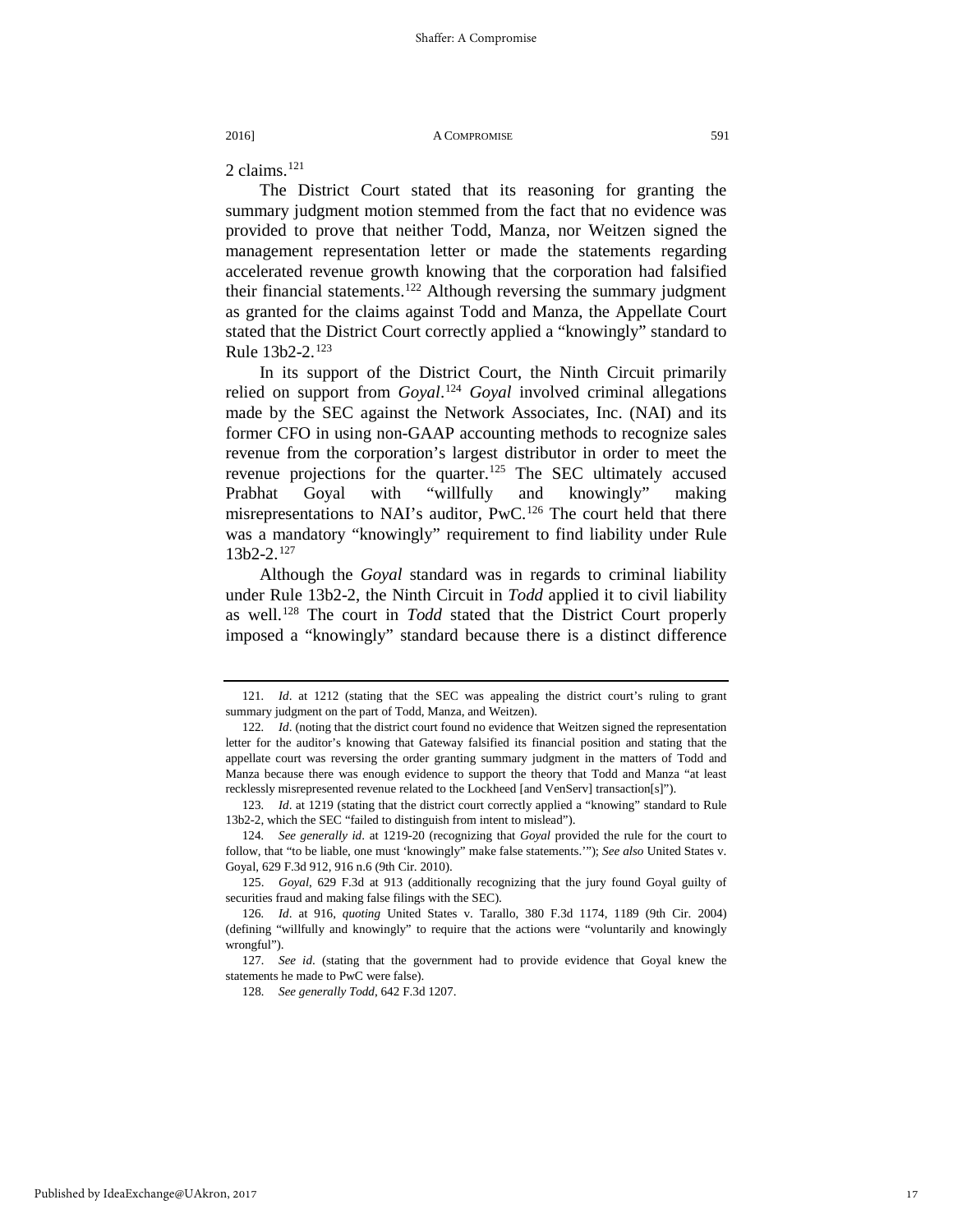2 claims.[121]

The District Court stated that its reasoning for granting the summary judgment motion stemmed from the fact that no evidence was provided to prove that neither Todd, Manza, nor Weitzen signed the management representation letter or made the statements regarding accelerated revenue growth knowing that the corporation had falsified their financial statements.[122] Although reversing the summary judgment as granted for the claims against Todd and Manza, the Appellate Court stated that the District Court correctly applied a "knowingly" standard to Rule 13b2-2.[123]

In its support of the District Court, the Ninth Circuit primarily relied on support from *Goyal*.[124] *Goyal* involved criminal allegations made by the SEC against the Network Associates, Inc. (NAI) and its former CFO in using non-GAAP accounting methods to recognize sales revenue from the corporation's largest distributor in order to meet the revenue projections for the quarter.[125] The SEC ultimately accused Prabhat Goyal with "willfully and knowingly" making misrepresentations to NAI's auditor, PwC.[126] The court held that there was a mandatory "knowingly" requirement to find liability under Rule 13b2-2.[127]

Although the *Goyal* standard was in regards to criminal liability under Rule 13b2-2, the Ninth Circuit in *Todd* applied it to civil liability as well.[128] The court in *Todd* stated that the District Court properly imposed a "knowingly" standard because there is a distinct difference

---

121. *Id*. at 1212 (stating that the SEC was appealing the district court's ruling to grant summary judgment on the part of Todd, Manza, and Weitzen).

122. *Id*. (noting that the district court found no evidence that Weitzen signed the representation letter for the auditor's knowing that Gateway falsified its financial position and stating that the appellate court was reversing the order granting summary judgment in the matters of Todd and Manza because there was enough evidence to support the theory that Todd and Manza "at least recklessly misrepresented revenue related to the Lockheed [and VenServ] transaction[s]").

123. *Id*. at 1219 (stating that the district court correctly applied a "knowing" standard to Rule 13b2-2, which the SEC "failed to distinguish from intent to mislead").

124. *See generally id*. at 1219-20 (recognizing that *Goyal* provided the rule for the court to follow, that "to be liable, one must 'knowingly" make false statements.'"); *See also* United States v. Goyal, 629 F.3d 912, 916 n.6 (9th Cir. 2010).

125. *Goyal*, 629 F.3d at 913 (additionally recognizing that the jury found Goyal guilty of securities fraud and making false filings with the SEC).

126. *Id*. at 916, *quoting* United States v. Tarallo, 380 F.3d 1174, 1189 (9th Cir. 2004) (defining "willfully and knowingly" to require that the actions were "voluntarily and knowingly wrongful").

127. *See id*. (stating that the government had to provide evidence that Goyal knew the statements he made to PwC were false).

128. *See generally Todd*, 642 F.3d 1207.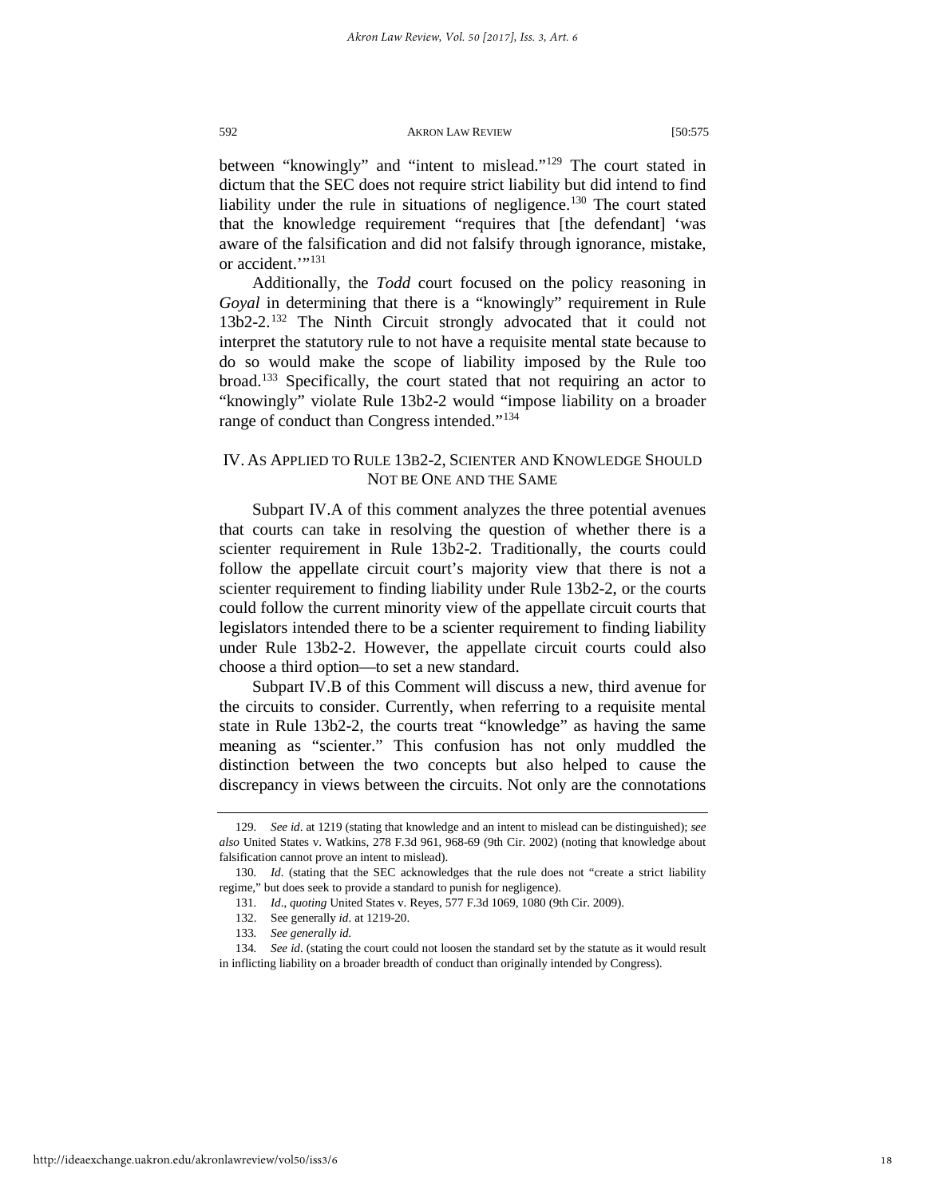between "knowingly" and "intent to mislead."[129] The court stated in dictum that the SEC does not require strict liability but did intend to find liability under the rule in situations of negligence.[130] The court stated that the knowledge requirement "requires that [the defendant] 'was aware of the falsification and did not falsify through ignorance, mistake, or accident.'"[131]

Additionally, the *Todd* court focused on the policy reasoning in *Goyal* in determining that there is a "knowingly" requirement in Rule 13b2-2.[132] The Ninth Circuit strongly advocated that it could not interpret the statutory rule to not have a requisite mental state because to do so would make the scope of liability imposed by the Rule too broad.[133] Specifically, the court stated that not requiring an actor to "knowingly" violate Rule 13b2-2 would "impose liability on a broader range of conduct than Congress intended."[134]

## IV. As Applied to Rule 13b2-2, Scienter and Knowledge Should Not be One and the Same

Subpart IV.A of this comment analyzes the three potential avenues that courts can take in resolving the question of whether there is a scienter requirement in Rule 13b2-2. Traditionally, the courts could follow the appellate circuit court's majority view that there is not a scienter requirement to finding liability under Rule 13b2-2, or the courts could follow the current minority view of the appellate circuit courts that legislators intended there to be a scienter requirement to finding liability under Rule 13b2-2. However, the appellate circuit courts could also choose a third option—to set a new standard.

Subpart IV.B of this Comment will discuss a new, third avenue for the circuits to consider. Currently, when referring to a requisite mental state in Rule 13b2-2, the courts treat "knowledge" as having the same meaning as "scienter." This confusion has not only muddled the distinction between the two concepts but also helped to cause the discrepancy in views between the circuits. Not only are the connotations

---

129. *See id*. at 1219 (stating that knowledge and an intent to mislead can be distinguished); *see also* United States v. Watkins, 278 F.3d 961, 968-69 (9th Cir. 2002) (noting that knowledge about falsification cannot prove an intent to mislead).

130. *Id*. (stating that the SEC acknowledges that the rule does not "create a strict liability regime," but does seek to provide a standard to punish for negligence).

131. *Id*., *quoting* United States v. Reyes, 577 F.3d 1069, 1080 (9th Cir. 2009).

132. See generally *id*. at 1219-20.

133. *See generally id.*

134. *See id*. (stating the court could not loosen the standard set by the statute as it would result in inflicting liability on a broader breadth of conduct than originally intended by Congress).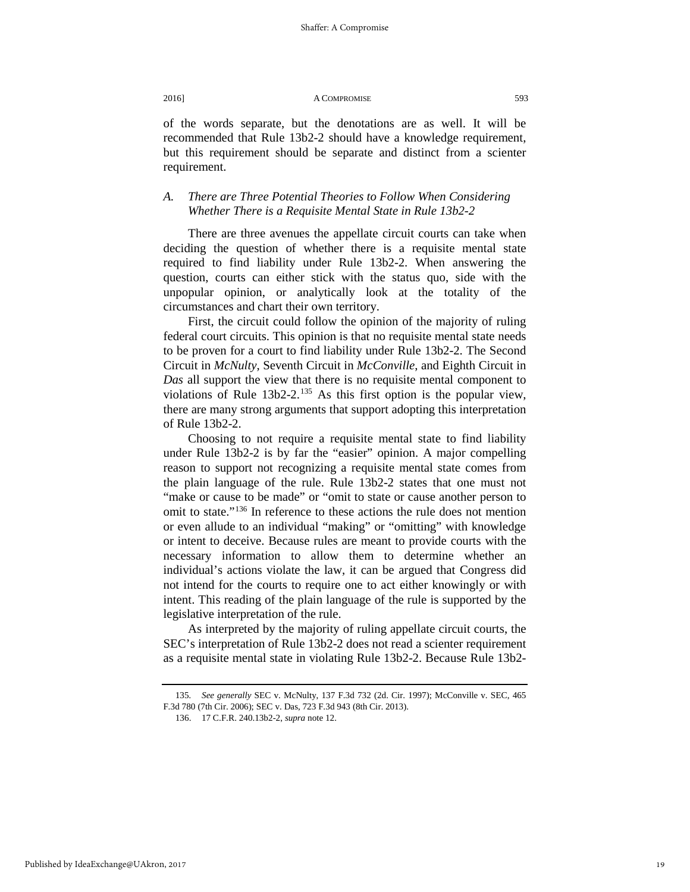of the words separate, but the denotations are as well. It will be recommended that Rule 13b2-2 should have a knowledge requirement, but this requirement should be separate and distinct from a scienter requirement.

### *A. There are Three Potential Theories to Follow When Considering Whether There is a Requisite Mental State in Rule 13b2-2*

There are three avenues the appellate circuit courts can take when deciding the question of whether there is a requisite mental state required to find liability under Rule 13b2-2. When answering the question, courts can either stick with the status quo, side with the unpopular opinion, or analytically look at the totality of the circumstances and chart their own territory.

First, the circuit could follow the opinion of the majority of ruling federal court circuits. This opinion is that no requisite mental state needs to be proven for a court to find liability under Rule 13b2-2. The Second Circuit in *McNulty*, Seventh Circuit in *McConville*, and Eighth Circuit in *Das* all support the view that there is no requisite mental component to violations of Rule 13b2-2.[135] As this first option is the popular view, there are many strong arguments that support adopting this interpretation of Rule 13b2-2.

Choosing to not require a requisite mental state to find liability under Rule 13b2-2 is by far the "easier" opinion. A major compelling reason to support not recognizing a requisite mental state comes from the plain language of the rule. Rule 13b2-2 states that one must not "make or cause to be made" or "omit to state or cause another person to omit to state."[136] In reference to these actions the rule does not mention or even allude to an individual "making" or "omitting" with knowledge or intent to deceive. Because rules are meant to provide courts with the necessary information to allow them to determine whether an individual's actions violate the law, it can be argued that Congress did not intend for the courts to require one to act either knowingly or with intent. This reading of the plain language of the rule is supported by the legislative interpretation of the rule.

As interpreted by the majority of ruling appellate circuit courts, the SEC's interpretation of Rule 13b2-2 does not read a scienter requirement as a requisite mental state in violating Rule 13b2-2. Because Rule 13b2-

---

135. *See generally* SEC v. McNulty, 137 F.3d 732 (2d. Cir. 1997); McConville v. SEC, 465 F.3d 780 (7th Cir. 2006); SEC v. Das, 723 F.3d 943 (8th Cir. 2013).

136. 17 C.F.R. 240.13b2-2, *supra* note 12.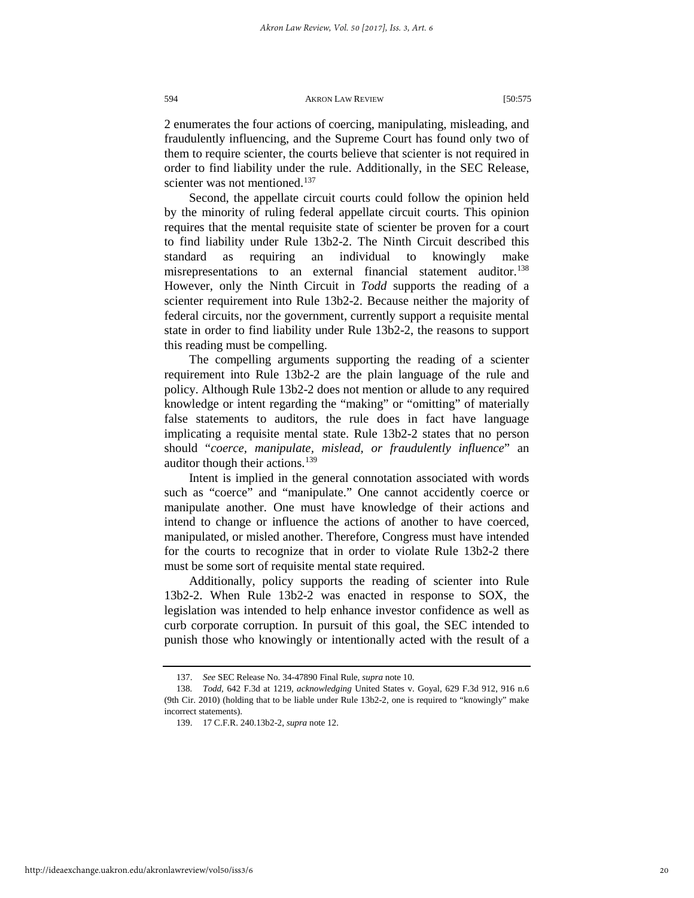2 enumerates the four actions of coercing, manipulating, misleading, and fraudulently influencing, and the Supreme Court has found only two of them to require scienter, the courts believe that scienter is not required in order to find liability under the rule. Additionally, in the SEC Release, scienter was not mentioned.[137]

Second, the appellate circuit courts could follow the opinion held by the minority of ruling federal appellate circuit courts. This opinion requires that the mental requisite state of scienter be proven for a court to find liability under Rule 13b2-2. The Ninth Circuit described this standard as requiring an individual to knowingly make misrepresentations to an external financial statement auditor.[138] However, only the Ninth Circuit in *Todd* supports the reading of a scienter requirement into Rule 13b2-2. Because neither the majority of federal circuits, nor the government, currently support a requisite mental state in order to find liability under Rule 13b2-2, the reasons to support this reading must be compelling.

The compelling arguments supporting the reading of a scienter requirement into Rule 13b2-2 are the plain language of the rule and policy. Although Rule 13b2-2 does not mention or allude to any required knowledge or intent regarding the "making" or "omitting" of materially false statements to auditors, the rule does in fact have language implicating a requisite mental state. Rule 13b2-2 states that no person should "*coerce, manipulate, mislead, or fraudulently influence*" an auditor though their actions.[139]

Intent is implied in the general connotation associated with words such as "coerce" and "manipulate." One cannot accidently coerce or manipulate another. One must have knowledge of their actions and intend to change or influence the actions of another to have coerced, manipulated, or misled another. Therefore, Congress must have intended for the courts to recognize that in order to violate Rule 13b2-2 there must be some sort of requisite mental state required.

Additionally, policy supports the reading of scienter into Rule 13b2-2. When Rule 13b2-2 was enacted in response to SOX, the legislation was intended to help enhance investor confidence as well as curb corporate corruption. In pursuit of this goal, the SEC intended to punish those who knowingly or intentionally acted with the result of a

---

137. *See* SEC Release No. 34-47890 Final Rule, *supra* note 10.

138. *Todd*, 642 F.3d at 1219, *acknowledging* United States v. Goyal, 629 F.3d 912, 916 n.6 (9th Cir. 2010) (holding that to be liable under Rule 13b2-2, one is required to "knowingly" make incorrect statements).

139. 17 C.F.R. 240.13b2-2, *supra* note 12.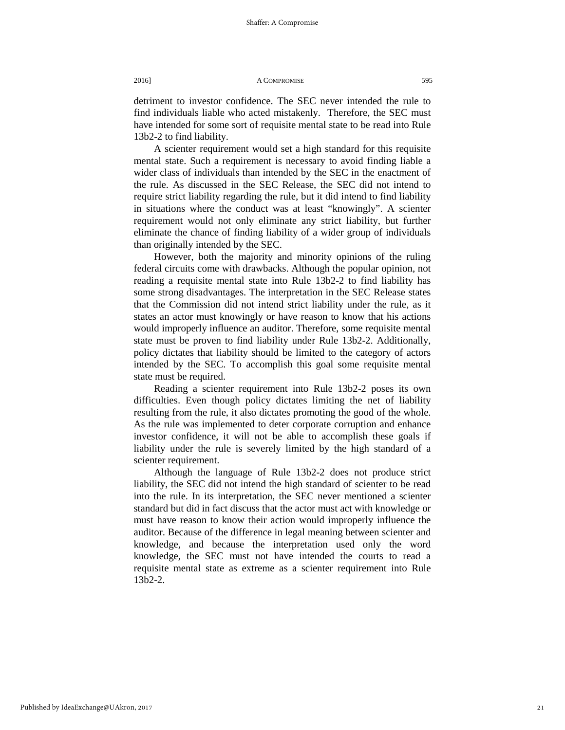detriment to investor confidence. The SEC never intended the rule to find individuals liable who acted mistakenly. Therefore, the SEC must have intended for some sort of requisite mental state to be read into Rule 13b2-2 to find liability.

A scienter requirement would set a high standard for this requisite mental state. Such a requirement is necessary to avoid finding liable a wider class of individuals than intended by the SEC in the enactment of the rule. As discussed in the SEC Release, the SEC did not intend to require strict liability regarding the rule, but it did intend to find liability in situations where the conduct was at least "knowingly". A scienter requirement would not only eliminate any strict liability, but further eliminate the chance of finding liability of a wider group of individuals than originally intended by the SEC.

However, both the majority and minority opinions of the ruling federal circuits come with drawbacks. Although the popular opinion, not reading a requisite mental state into Rule 13b2-2 to find liability has some strong disadvantages. The interpretation in the SEC Release states that the Commission did not intend strict liability under the rule, as it states an actor must knowingly or have reason to know that his actions would improperly influence an auditor. Therefore, some requisite mental state must be proven to find liability under Rule 13b2-2. Additionally, policy dictates that liability should be limited to the category of actors intended by the SEC. To accomplish this goal some requisite mental state must be required.

Reading a scienter requirement into Rule 13b2-2 poses its own difficulties. Even though policy dictates limiting the net of liability resulting from the rule, it also dictates promoting the good of the whole. As the rule was implemented to deter corporate corruption and enhance investor confidence, it will not be able to accomplish these goals if liability under the rule is severely limited by the high standard of a scienter requirement.

Although the language of Rule 13b2-2 does not produce strict liability, the SEC did not intend the high standard of scienter to be read into the rule. In its interpretation, the SEC never mentioned a scienter standard but did in fact discuss that the actor must act with knowledge or must have reason to know their action would improperly influence the auditor. Because of the difference in legal meaning between scienter and knowledge, and because the interpretation used only the word knowledge, the SEC must not have intended the courts to read a requisite mental state as extreme as a scienter requirement into Rule 13b2-2.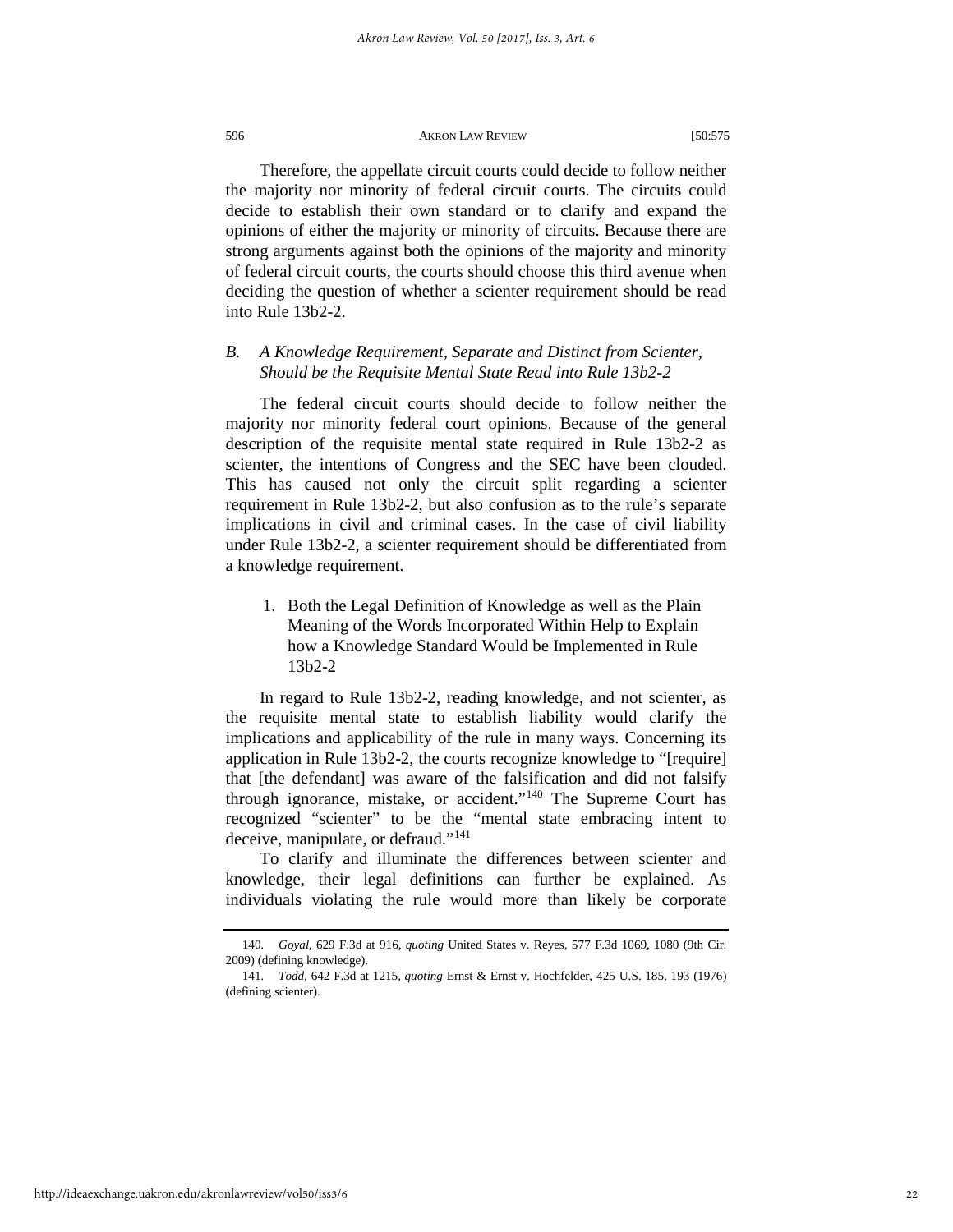Therefore, the appellate circuit courts could decide to follow neither the majority nor minority of federal circuit courts. The circuits could decide to establish their own standard or to clarify and expand the opinions of either the majority or minority of circuits. Because there are strong arguments against both the opinions of the majority and minority of federal circuit courts, the courts should choose this third avenue when deciding the question of whether a scienter requirement should be read into Rule 13b2-2.

### *B. A Knowledge Requirement, Separate and Distinct from Scienter, Should be the Requisite Mental State Read into Rule 13b2-2*

The federal circuit courts should decide to follow neither the majority nor minority federal court opinions. Because of the general description of the requisite mental state required in Rule 13b2-2 as scienter, the intentions of Congress and the SEC have been clouded. This has caused not only the circuit split regarding a scienter requirement in Rule 13b2-2, but also confusion as to the rule's separate implications in civil and criminal cases. In the case of civil liability under Rule 13b2-2, a scienter requirement should be differentiated from a knowledge requirement.

#### 1. Both the Legal Definition of Knowledge as well as the Plain Meaning of the Words Incorporated Within Help to Explain how a Knowledge Standard Would be Implemented in Rule 13b2-2

In regard to Rule 13b2-2, reading knowledge, and not scienter, as the requisite mental state to establish liability would clarify the implications and applicability of the rule in many ways. Concerning its application in Rule 13b2-2, the courts recognize knowledge to "[require] that [the defendant] was aware of the falsification and did not falsify through ignorance, mistake, or accident."[140] The Supreme Court has recognized "scienter" to be the "mental state embracing intent to deceive, manipulate, or defraud."[141]

To clarify and illuminate the differences between scienter and knowledge, their legal definitions can further be explained. As individuals violating the rule would more than likely be corporate

---

140. *Goyal*, 629 F.3d at 916, *quoting* United States v. Reyes, 577 F.3d 1069, 1080 (9th Cir. 2009) (defining knowledge).

141. *Todd*, 642 F.3d at 1215, *quoting* Ernst & Ernst v. Hochfelder, 425 U.S. 185, 193 (1976) (defining scienter).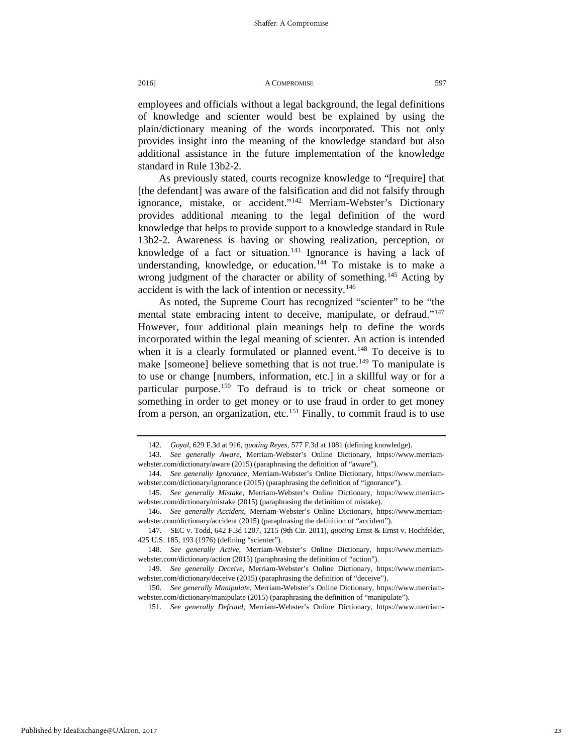employees and officials without a legal background, the legal definitions of knowledge and scienter would best be explained by using the plain/dictionary meaning of the words incorporated. This not only provides insight into the meaning of the knowledge standard but also additional assistance in the future implementation of the knowledge standard in Rule 13b2-2.

As previously stated, courts recognize knowledge to "[require] that [the defendant] was aware of the falsification and did not falsify through ignorance, mistake, or accident."[142] Merriam-Webster's Dictionary provides additional meaning to the legal definition of the word knowledge that helps to provide support to a knowledge standard in Rule 13b2-2. Awareness is having or showing realization, perception, or knowledge of a fact or situation.[143] Ignorance is having a lack of understanding, knowledge, or education.[144] To mistake is to make a wrong judgment of the character or ability of something.[145] Acting by accident is with the lack of intention or necessity.[146]

As noted, the Supreme Court has recognized "scienter" to be "the mental state embracing intent to deceive, manipulate, or defraud."[147] However, four additional plain meanings help to define the words incorporated within the legal meaning of scienter. An action is intended when it is a clearly formulated or planned event.[148] To deceive is to make [someone] believe something that is not true.[149] To manipulate is to use or change [numbers, information, etc.] in a skillful way or for a particular purpose.[150] To defraud is to trick or cheat someone or something in order to get money or to use fraud in order to get money from a person, an organization, etc.[151] Finally, to commit fraud is to use

---

142. *Goyal*, 629 F.3d at 916, *quoting Reyes*, 577 F.3d at 1081 (defining knowledge).

143. *See generally Aware*, Merriam-Webster's Online Dictionary, https://www.merriam-webster.com/dictionary/aware (2015) (paraphrasing the definition of "aware").

144. *See generally Ignorance*, Merriam-Webster's Online Dictionary, https://www.merriam-webster.com/dictionary/ignorance (2015) (paraphrasing the definition of "ignorance").

145. *See generally Mistake*, Merriam-Webster's Online Dictionary, https://www.merriam-webster.com/dictionary/mistake (2015) (paraphrasing the definition of mistake).

146. *See generally Accident*, Merriam-Webster's Online Dictionary, https://www.merriam-webster.com/dictionary/accident (2015) (paraphrasing the definition of "accident").

147. SEC v. Todd, 642 F.3d 1207, 1215 (9th Cir. 2011), *quoting* Ernst & Ernst v. Hochfelder, 425 U.S. 185, 193 (1976) (defining "scienter").

148. *See generally Active*, Merriam-Webster's Online Dictionary, https://www.merriam-webster.com/dictionary/action (2015) (paraphrasing the definition of "action").

149. *See generally Deceive*, Merriam-Webster's Online Dictionary, https://www.merriam-webster.com/dictionary/deceive (2015) (paraphrasing the definition of "deceive").

150. *See generally Manipulate*, Merriam-Webster's Online Dictionary, https://www.merriam-webster.com/dictionary/manipulate (2015) (paraphrasing the definition of "manipulate").

151. *See generally Defraud*, Merriam-Webster's Online Dictionary, https://www.merriam-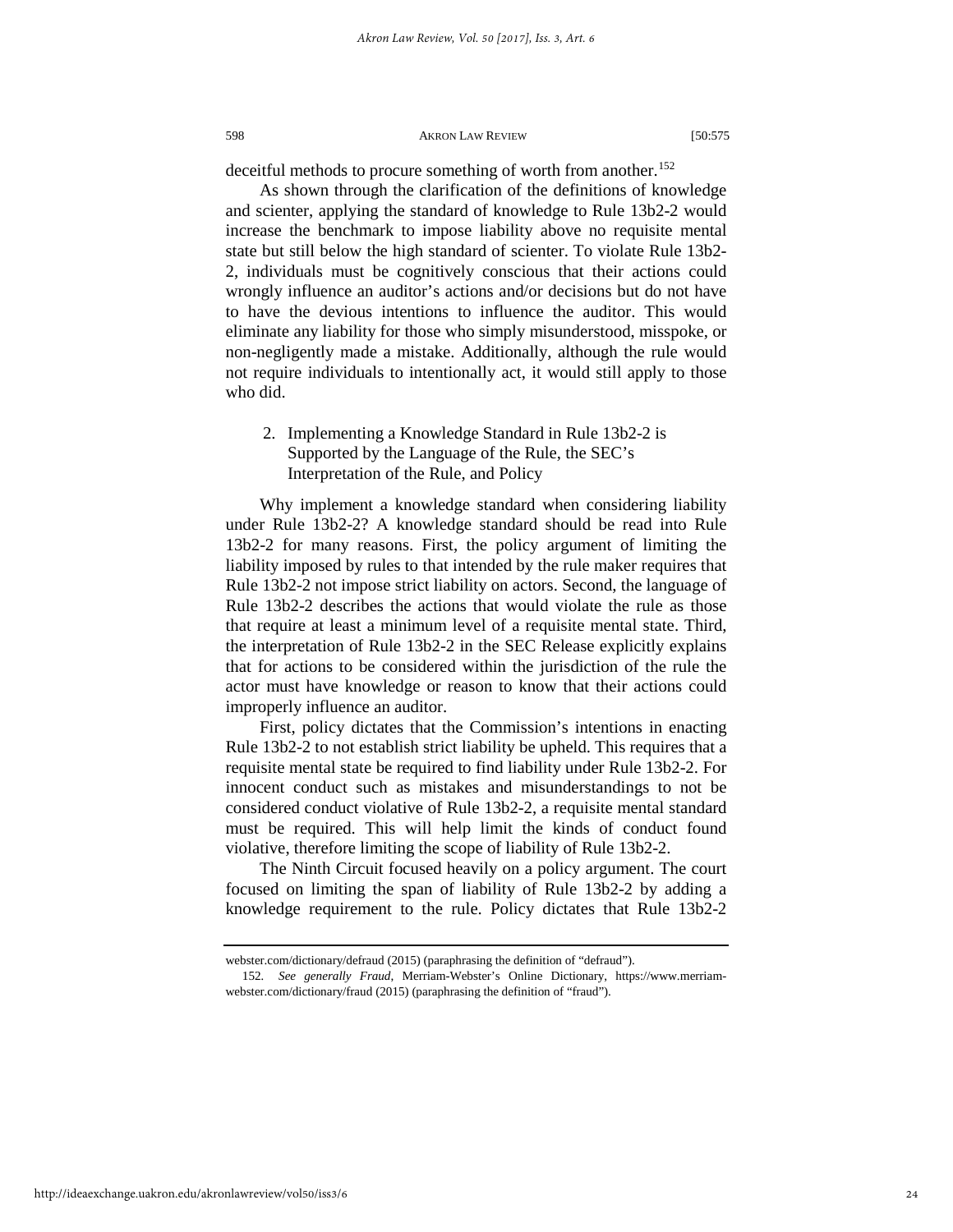deceitful methods to procure something of worth from another.[152]

As shown through the clarification of the definitions of knowledge and scienter, applying the standard of knowledge to Rule 13b2-2 would increase the benchmark to impose liability above no requisite mental state but still below the high standard of scienter. To violate Rule 13b2-2, individuals must be cognitively conscious that their actions could wrongly influence an auditor's actions and/or decisions but do not have to have the devious intentions to influence the auditor. This would eliminate any liability for those who simply misunderstood, misspoke, or non-negligently made a mistake. Additionally, although the rule would not require individuals to intentionally act, it would still apply to those who did.

2. Implementing a Knowledge Standard in Rule 13b2-2 is Supported by the Language of the Rule, the SEC's Interpretation of the Rule, and Policy

Why implement a knowledge standard when considering liability under Rule 13b2-2? A knowledge standard should be read into Rule 13b2-2 for many reasons. First, the policy argument of limiting the liability imposed by rules to that intended by the rule maker requires that Rule 13b2-2 not impose strict liability on actors. Second, the language of Rule 13b2-2 describes the actions that would violate the rule as those that require at least a minimum level of a requisite mental state. Third, the interpretation of Rule 13b2-2 in the SEC Release explicitly explains that for actions to be considered within the jurisdiction of the rule the actor must have knowledge or reason to know that their actions could improperly influence an auditor.

First, policy dictates that the Commission's intentions in enacting Rule 13b2-2 to not establish strict liability be upheld. This requires that a requisite mental state be required to find liability under Rule 13b2-2. For innocent conduct such as mistakes and misunderstandings to not be considered conduct violative of Rule 13b2-2, a requisite mental standard must be required. This will help limit the kinds of conduct found violative, therefore limiting the scope of liability of Rule 13b2-2.

The Ninth Circuit focused heavily on a policy argument. The court focused on limiting the span of liability of Rule 13b2-2 by adding a knowledge requirement to the rule. Policy dictates that Rule 13b2-2

---

webster.com/dictionary/defraud (2015) (paraphrasing the definition of "defraud").

152. *See generally Fraud*, Merriam-Webster's Online Dictionary, https://www.merriam-webster.com/dictionary/fraud (2015) (paraphrasing the definition of "fraud").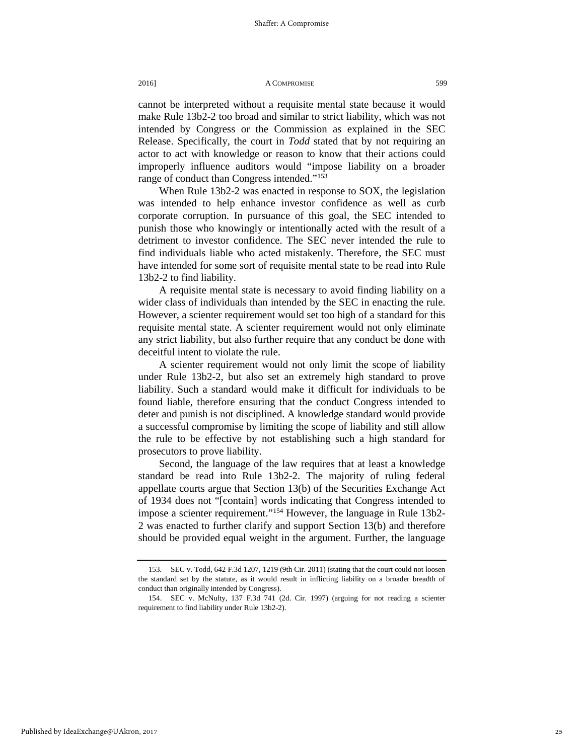cannot be interpreted without a requisite mental state because it would make Rule 13b2-2 too broad and similar to strict liability, which was not intended by Congress or the Commission as explained in the SEC Release. Specifically, the court in *Todd* stated that by not requiring an actor to act with knowledge or reason to know that their actions could improperly influence auditors would "impose liability on a broader range of conduct than Congress intended."[153]

When Rule 13b2-2 was enacted in response to SOX, the legislation was intended to help enhance investor confidence as well as curb corporate corruption. In pursuance of this goal, the SEC intended to punish those who knowingly or intentionally acted with the result of a detriment to investor confidence. The SEC never intended the rule to find individuals liable who acted mistakenly. Therefore, the SEC must have intended for some sort of requisite mental state to be read into Rule 13b2-2 to find liability.

A requisite mental state is necessary to avoid finding liability on a wider class of individuals than intended by the SEC in enacting the rule. However, a scienter requirement would set too high of a standard for this requisite mental state. A scienter requirement would not only eliminate any strict liability, but also further require that any conduct be done with deceitful intent to violate the rule.

A scienter requirement would not only limit the scope of liability under Rule 13b2-2, but also set an extremely high standard to prove liability. Such a standard would make it difficult for individuals to be found liable, therefore ensuring that the conduct Congress intended to deter and punish is not disciplined. A knowledge standard would provide a successful compromise by limiting the scope of liability and still allow the rule to be effective by not establishing such a high standard for prosecutors to prove liability.

Second, the language of the law requires that at least a knowledge standard be read into Rule 13b2-2. The majority of ruling federal appellate courts argue that Section 13(b) of the Securities Exchange Act of 1934 does not "[contain] words indicating that Congress intended to impose a scienter requirement."[154] However, the language in Rule 13b2-2 was enacted to further clarify and support Section 13(b) and therefore should be provided equal weight in the argument. Further, the language

---

153. SEC v. Todd, 642 F.3d 1207, 1219 (9th Cir. 2011) (stating that the court could not loosen the standard set by the statute, as it would result in inflicting liability on a broader breadth of conduct than originally intended by Congress).

154. SEC v. McNulty, 137 F.3d 741 (2d. Cir. 1997) (arguing for not reading a scienter requirement to find liability under Rule 13b2-2).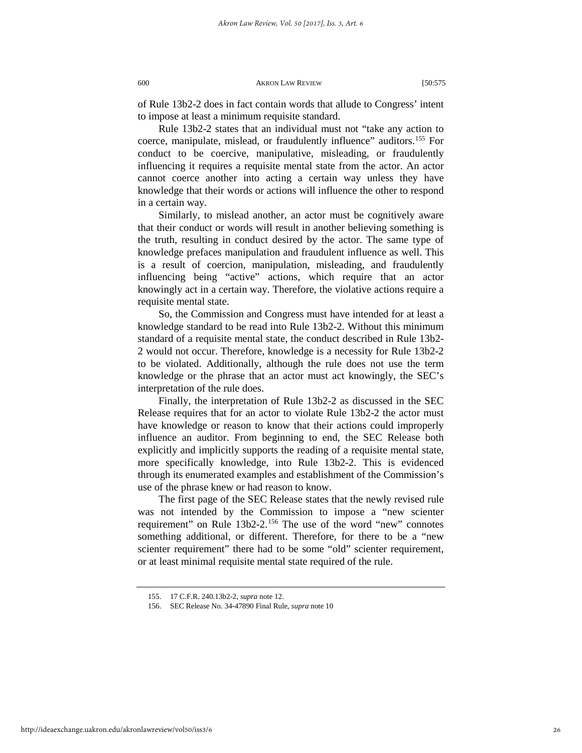of Rule 13b2-2 does in fact contain words that allude to Congress' intent to impose at least a minimum requisite standard.

Rule 13b2-2 states that an individual must not "take any action to coerce, manipulate, mislead, or fraudulently influence" auditors.[155] For conduct to be coercive, manipulative, misleading, or fraudulently influencing it requires a requisite mental state from the actor. An actor cannot coerce another into acting a certain way unless they have knowledge that their words or actions will influence the other to respond in a certain way.

Similarly, to mislead another, an actor must be cognitively aware that their conduct or words will result in another believing something is the truth, resulting in conduct desired by the actor. The same type of knowledge prefaces manipulation and fraudulent influence as well. This is a result of coercion, manipulation, misleading, and fraudulently influencing being "active" actions, which require that an actor knowingly act in a certain way. Therefore, the violative actions require a requisite mental state.

So, the Commission and Congress must have intended for at least a knowledge standard to be read into Rule 13b2-2. Without this minimum standard of a requisite mental state, the conduct described in Rule 13b2-2 would not occur. Therefore, knowledge is a necessity for Rule 13b2-2 to be violated. Additionally, although the rule does not use the term knowledge or the phrase that an actor must act knowingly, the SEC's interpretation of the rule does.

Finally, the interpretation of Rule 13b2-2 as discussed in the SEC Release requires that for an actor to violate Rule 13b2-2 the actor must have knowledge or reason to know that their actions could improperly influence an auditor. From beginning to end, the SEC Release both explicitly and implicitly supports the reading of a requisite mental state, more specifically knowledge, into Rule 13b2-2. This is evidenced through its enumerated examples and establishment of the Commission's use of the phrase knew or had reason to know.

The first page of the SEC Release states that the newly revised rule was not intended by the Commission to impose a "new scienter requirement" on Rule 13b2-2.[156] The use of the word "new" connotes something additional, or different. Therefore, for there to be a "new scienter requirement" there had to be some "old" scienter requirement, or at least minimal requisite mental state required of the rule.

---

155. 17 C.F.R. 240.13b2-2, *supra* note 12.

156. SEC Release No. 34-47890 Final Rule, *supra* note 10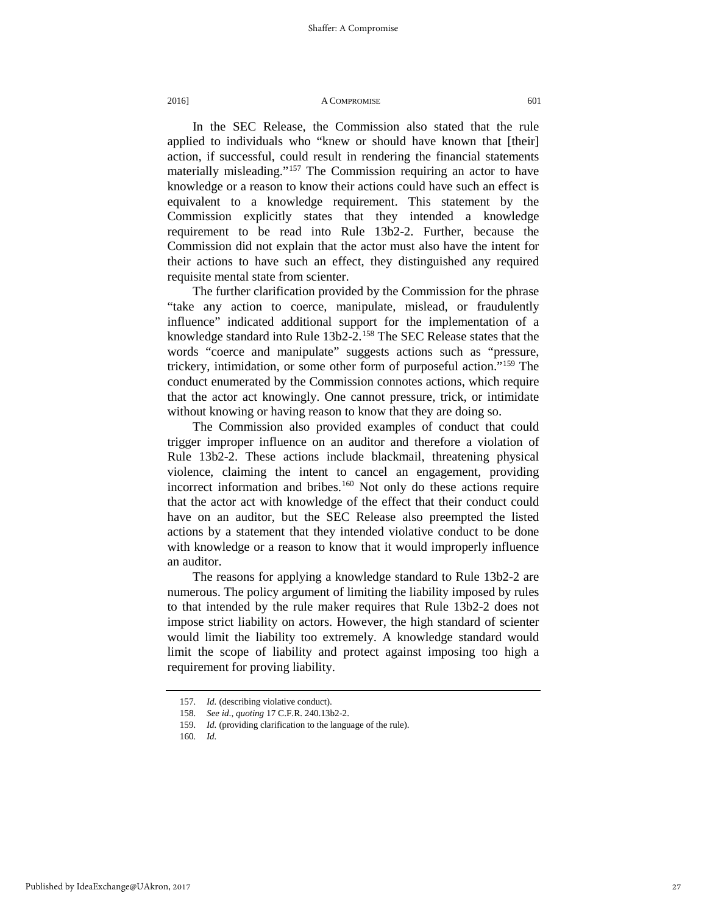In the SEC Release, the Commission also stated that the rule applied to individuals who "knew or should have known that [their] action, if successful, could result in rendering the financial statements materially misleading."[157] The Commission requiring an actor to have knowledge or a reason to know their actions could have such an effect is equivalent to a knowledge requirement. This statement by the Commission explicitly states that they intended a knowledge requirement to be read into Rule 13b2-2. Further, because the Commission did not explain that the actor must also have the intent for their actions to have such an effect, they distinguished any required requisite mental state from scienter.

The further clarification provided by the Commission for the phrase "take any action to coerce, manipulate, mislead, or fraudulently influence" indicated additional support for the implementation of a knowledge standard into Rule 13b2-2.[158] The SEC Release states that the words "coerce and manipulate" suggests actions such as "pressure, trickery, intimidation, or some other form of purposeful action."[159] The conduct enumerated by the Commission connotes actions, which require that the actor act knowingly. One cannot pressure, trick, or intimidate without knowing or having reason to know that they are doing so.

The Commission also provided examples of conduct that could trigger improper influence on an auditor and therefore a violation of Rule 13b2-2. These actions include blackmail, threatening physical violence, claiming the intent to cancel an engagement, providing incorrect information and bribes.[160] Not only do these actions require that the actor act with knowledge of the effect that their conduct could have on an auditor, but the SEC Release also preempted the listed actions by a statement that they intended violative conduct to be done with knowledge or a reason to know that it would improperly influence an auditor.

The reasons for applying a knowledge standard to Rule 13b2-2 are numerous. The policy argument of limiting the liability imposed by rules to that intended by the rule maker requires that Rule 13b2-2 does not impose strict liability on actors. However, the high standard of scienter would limit the liability too extremely. A knowledge standard would limit the scope of liability and protect against imposing too high a requirement for proving liability.

---

157. *Id.* (describing violative conduct).

158. *See id.*, *quoting* 17 C.F.R. 240.13b2-2.

159. *Id.* (providing clarification to the language of the rule).

160. *Id.*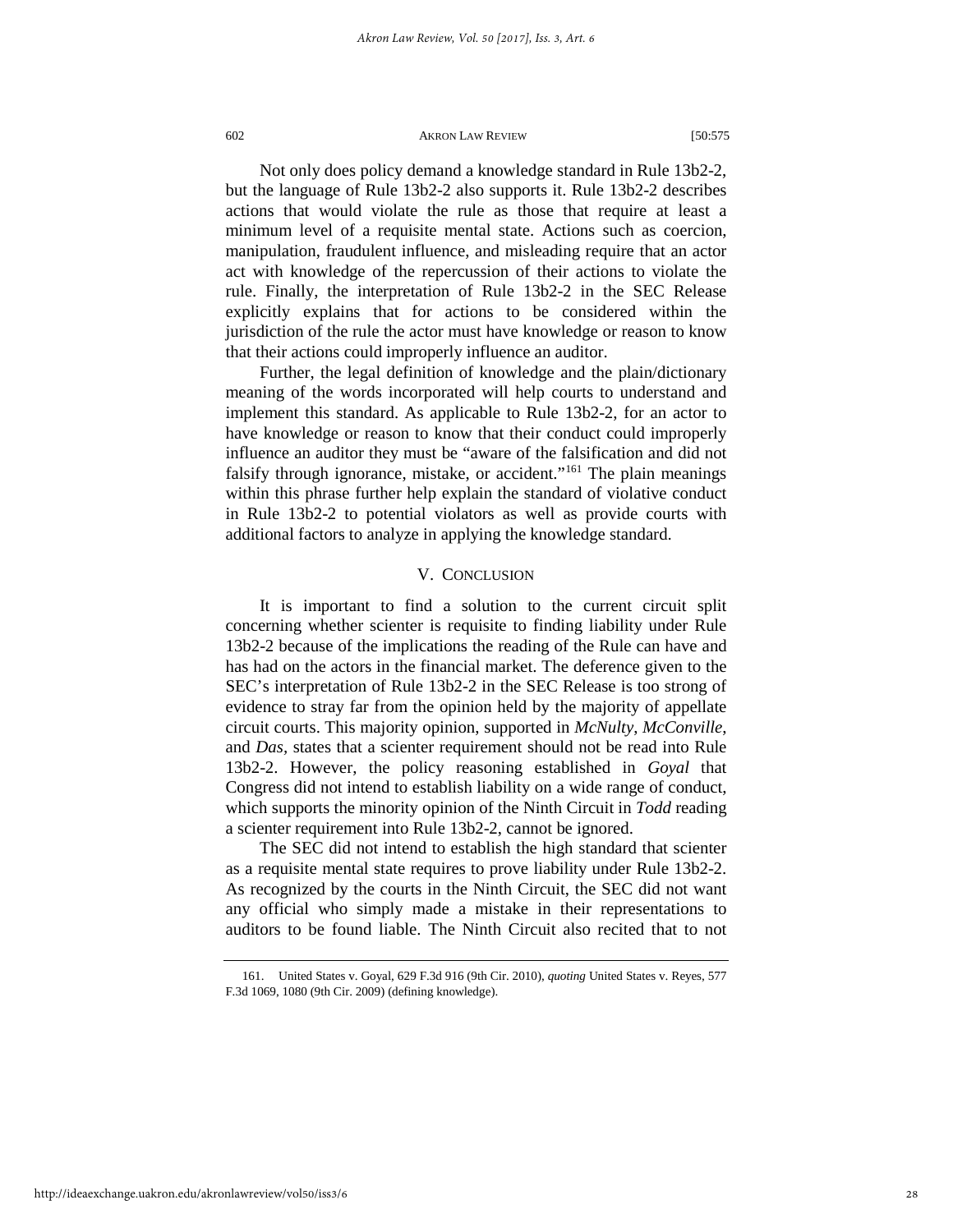Not only does policy demand a knowledge standard in Rule 13b2-2, but the language of Rule 13b2-2 also supports it. Rule 13b2-2 describes actions that would violate the rule as those that require at least a minimum level of a requisite mental state. Actions such as coercion, manipulation, fraudulent influence, and misleading require that an actor act with knowledge of the repercussion of their actions to violate the rule. Finally, the interpretation of Rule 13b2-2 in the SEC Release explicitly explains that for actions to be considered within the jurisdiction of the rule the actor must have knowledge or reason to know that their actions could improperly influence an auditor.

Further, the legal definition of knowledge and the plain/dictionary meaning of the words incorporated will help courts to understand and implement this standard. As applicable to Rule 13b2-2, for an actor to have knowledge or reason to know that their conduct could improperly influence an auditor they must be "aware of the falsification and did not falsify through ignorance, mistake, or accident."[161] The plain meanings within this phrase further help explain the standard of violative conduct in Rule 13b2-2 to potential violators as well as provide courts with additional factors to analyze in applying the knowledge standard.

## V. Conclusion

It is important to find a solution to the current circuit split concerning whether scienter is requisite to finding liability under Rule 13b2-2 because of the implications the reading of the Rule can have and has had on the actors in the financial market. The deference given to the SEC's interpretation of Rule 13b2-2 in the SEC Release is too strong of evidence to stray far from the opinion held by the majority of appellate circuit courts. This majority opinion, supported in *McNulty*, *McConville*, and *Das*, states that a scienter requirement should not be read into Rule 13b2-2. However, the policy reasoning established in *Goyal* that Congress did not intend to establish liability on a wide range of conduct, which supports the minority opinion of the Ninth Circuit in *Todd* reading a scienter requirement into Rule 13b2-2, cannot be ignored.

The SEC did not intend to establish the high standard that scienter as a requisite mental state requires to prove liability under Rule 13b2-2. As recognized by the courts in the Ninth Circuit, the SEC did not want any official who simply made a mistake in their representations to auditors to be found liable. The Ninth Circuit also recited that to not

---

161. United States v. Goyal, 629 F.3d 916 (9th Cir. 2010), *quoting* United States v. Reyes, 577 F.3d 1069, 1080 (9th Cir. 2009) (defining knowledge).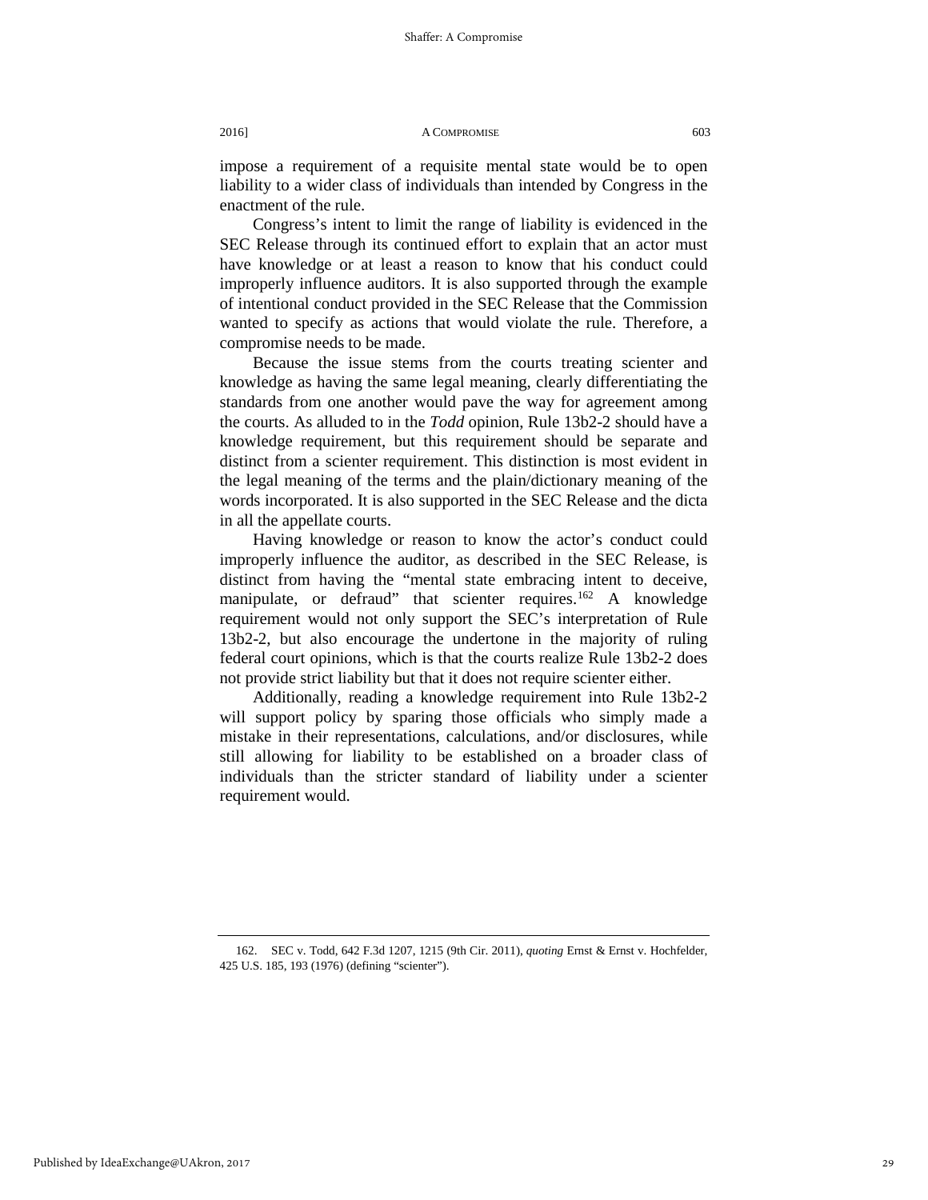impose a requirement of a requisite mental state would be to open liability to a wider class of individuals than intended by Congress in the enactment of the rule.

Congress's intent to limit the range of liability is evidenced in the SEC Release through its continued effort to explain that an actor must have knowledge or at least a reason to know that his conduct could improperly influence auditors. It is also supported through the example of intentional conduct provided in the SEC Release that the Commission wanted to specify as actions that would violate the rule. Therefore, a compromise needs to be made.

Because the issue stems from the courts treating scienter and knowledge as having the same legal meaning, clearly differentiating the standards from one another would pave the way for agreement among the courts. As alluded to in the *Todd* opinion, Rule 13b2-2 should have a knowledge requirement, but this requirement should be separate and distinct from a scienter requirement. This distinction is most evident in the legal meaning of the terms and the plain/dictionary meaning of the words incorporated. It is also supported in the SEC Release and the dicta in all the appellate courts.

Having knowledge or reason to know the actor's conduct could improperly influence the auditor, as described in the SEC Release, is distinct from having the "mental state embracing intent to deceive, manipulate, or defraud" that scienter requires.[162] A knowledge requirement would not only support the SEC's interpretation of Rule 13b2-2, but also encourage the undertone in the majority of ruling federal court opinions, which is that the courts realize Rule 13b2-2 does not provide strict liability but that it does not require scienter either.

Additionally, reading a knowledge requirement into Rule 13b2-2 will support policy by sparing those officials who simply made a mistake in their representations, calculations, and/or disclosures, while still allowing for liability to be established on a broader class of individuals than the stricter standard of liability under a scienter requirement would.

---

162. SEC v. Todd, 642 F.3d 1207, 1215 (9th Cir. 2011), *quoting* Ernst & Ernst v. Hochfelder, 425 U.S. 185, 193 (1976) (defining "scienter").